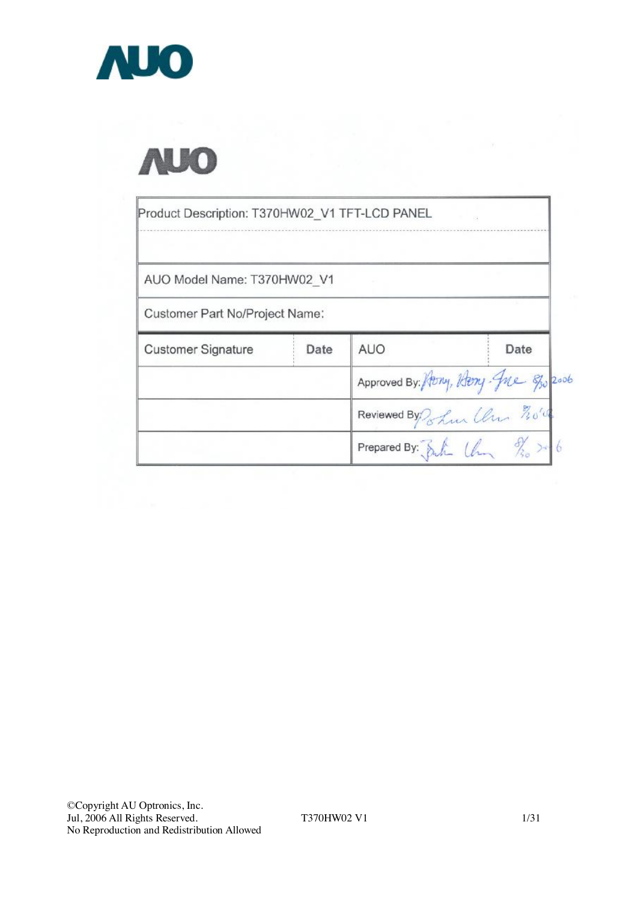AUO

AUO

| Product Description: T370HW02_V1 TFT-LCD PANEL | | | |
|---|---|---|---|
| AUO Model Name: T370HW02_V1 | | | |
| Customer Part No/Project Name: | | | |
| Customer Signature | Date | AUO | Date |
| | | Approved By: | 8/30 2006 |
| | | Reviewed By: | 8/30'06 |
| | | Prepared By: | 8/30 2006 |

©Copyright AU Optronics, Inc.
Jul, 2006 All Rights Reserved.
No Reproduction and Redistribution Allowed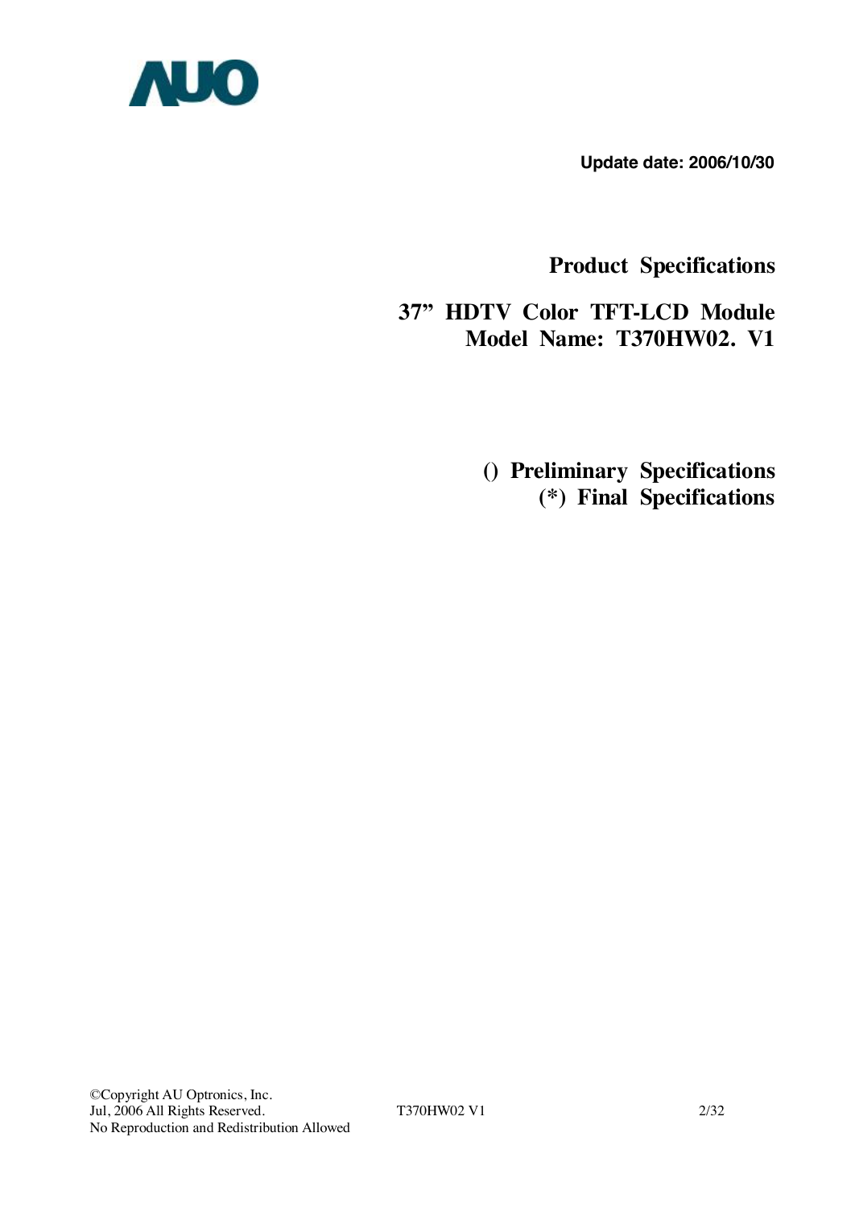AUO

**Update date: 2006/10/30**

# Product Specifications

## 37" HDTV Color TFT-LCD Module
## Model Name: T370HW02. V1

**() Preliminary Specifications**
**(*) Final Specifications**

©Copyright AU Optronics, Inc.
Jul, 2006 All Rights Reserved.
No Reproduction and Redistribution Allowed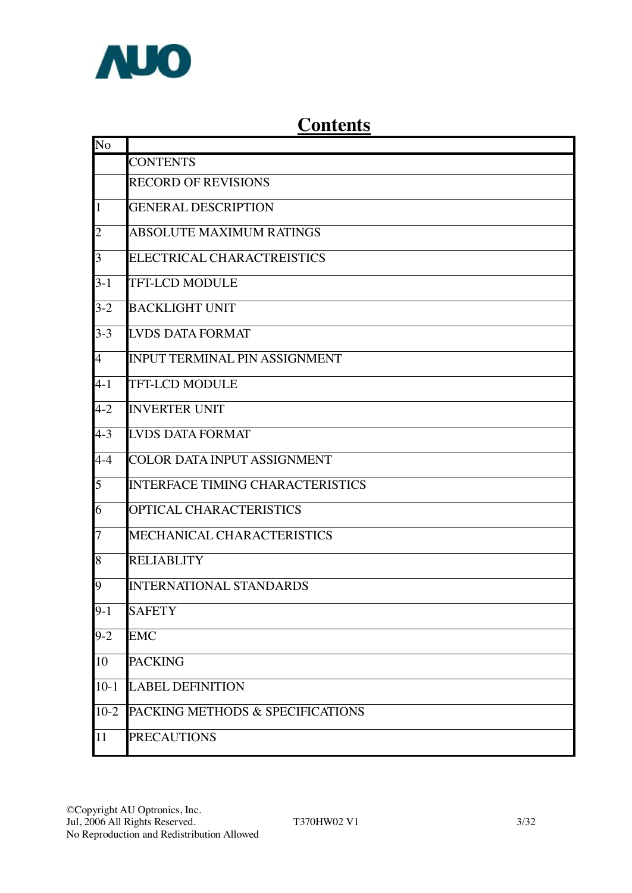# Contents

| No | |
|---|---|
| | CONTENTS |
| | RECORD OF REVISIONS |
| 1 | GENERAL DESCRIPTION |
| 2 | ABSOLUTE MAXIMUM RATINGS |
| 3 | ELECTRICAL CHARACTREISTICS |
| 3-1 | TFT-LCD MODULE |
| 3-2 | BACKLIGHT UNIT |
| 3-3 | LVDS DATA FORMAT |
| 4 | INPUT TERMINAL PIN ASSIGNMENT |
| 4-1 | TFT-LCD MODULE |
| 4-2 | INVERTER UNIT |
| 4-3 | LVDS DATA FORMAT |
| 4-4 | COLOR DATA INPUT ASSIGNMENT |
| 5 | INTERFACE TIMING CHARACTERISTICS |
| 6 | OPTICAL CHARACTERISTICS |
| 7 | MECHANICAL CHARACTERISTICS |
| 8 | RELIABLITY |
| 9 | INTERNATIONAL STANDARDS |
| 9-1 | SAFETY |
| 9-2 | EMC |
| 10 | PACKING |
| 10-1 | LABEL DEFINITION |
| 10-2 | PACKING METHODS & SPECIFICATIONS |
| 11 | PRECAUTIONS |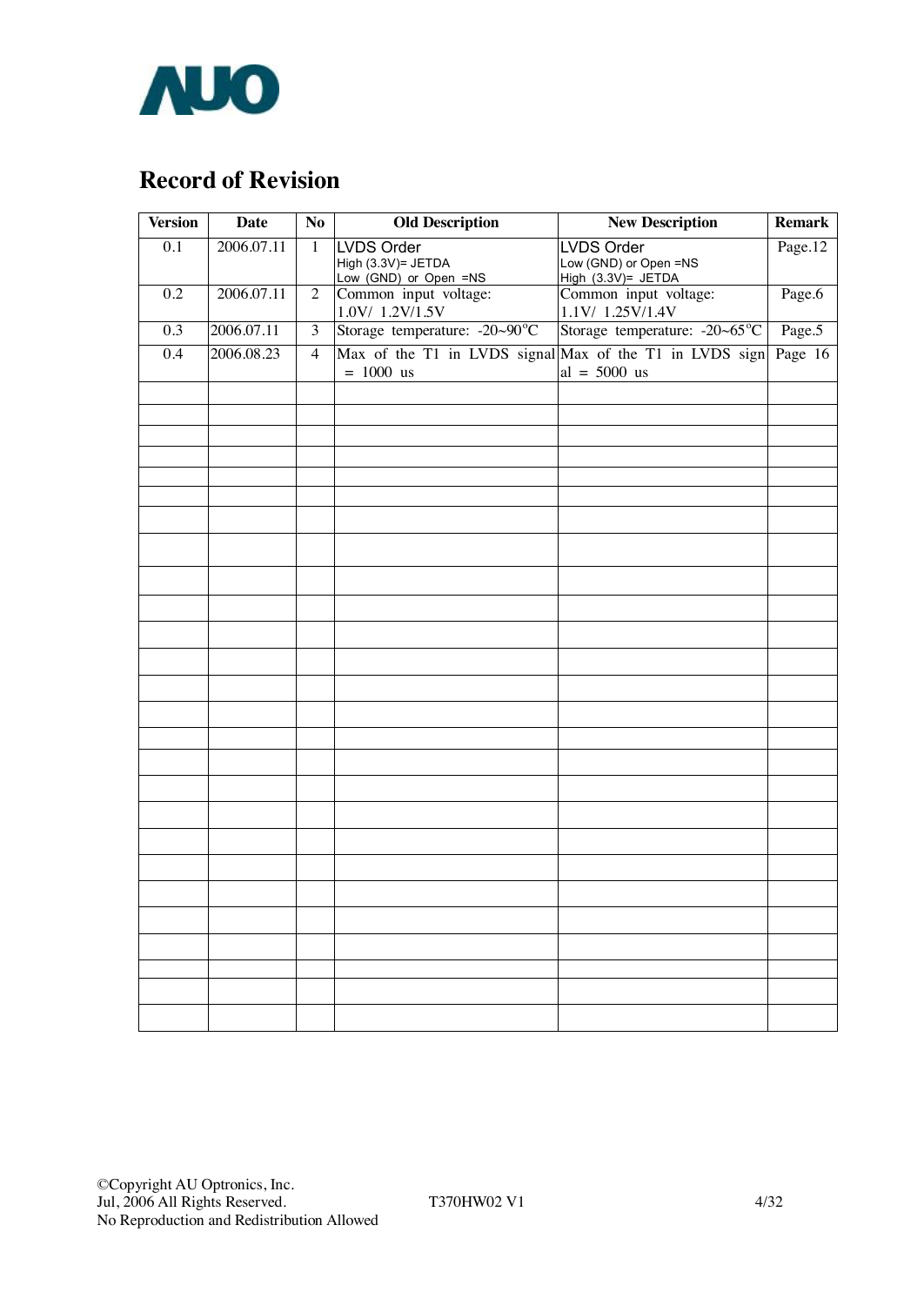# Record of Revision

| Version | Date | No | Old Description | New Description | Remark |
|---|---|---|---|---|---|
| 0.1 | 2006.07.11 | 1 | LVDS Order<br>High (3.3V)= JETDA<br>Low (GND) or Open =NS | LVDS Order<br>Low (GND) or Open =NS<br>High (3.3V)= JETDA | Page.12 |
| 0.2 | 2006.07.11 | 2 | Common input voltage:<br>1.0V/ 1.2V/1.5V | Common input voltage:<br>1.1V/ 1.25V/1.4V | Page.6 |
| 0.3 | 2006.07.11 | 3 | Storage temperature: -20~90°C | Storage temperature: -20~65°C | Page.5 |
| 0.4 | 2006.08.23 | 4 | Max of the T1 in LVDS signal = 1000 us | Max of the T1 in LVDS signal = 5000 us | Page 16 |
| | | | | | |
| | | | | | |
| | | | | | |
| | | | | | |
| | | | | | |
| | | | | | |
| | | | | | |
| | | | | | |
| | | | | | |
| | | | | | |
| | | | | | |
| | | | | | |
| | | | | | |
| | | | | | |
| | | | | | |
| | | | | | |
| | | | | | |
| | | | | | |
| | | | | | |
| | | | | | |
| | | | | | |
| | | | | | |
| | | | | | |
| | | | | | |
| | | | | | |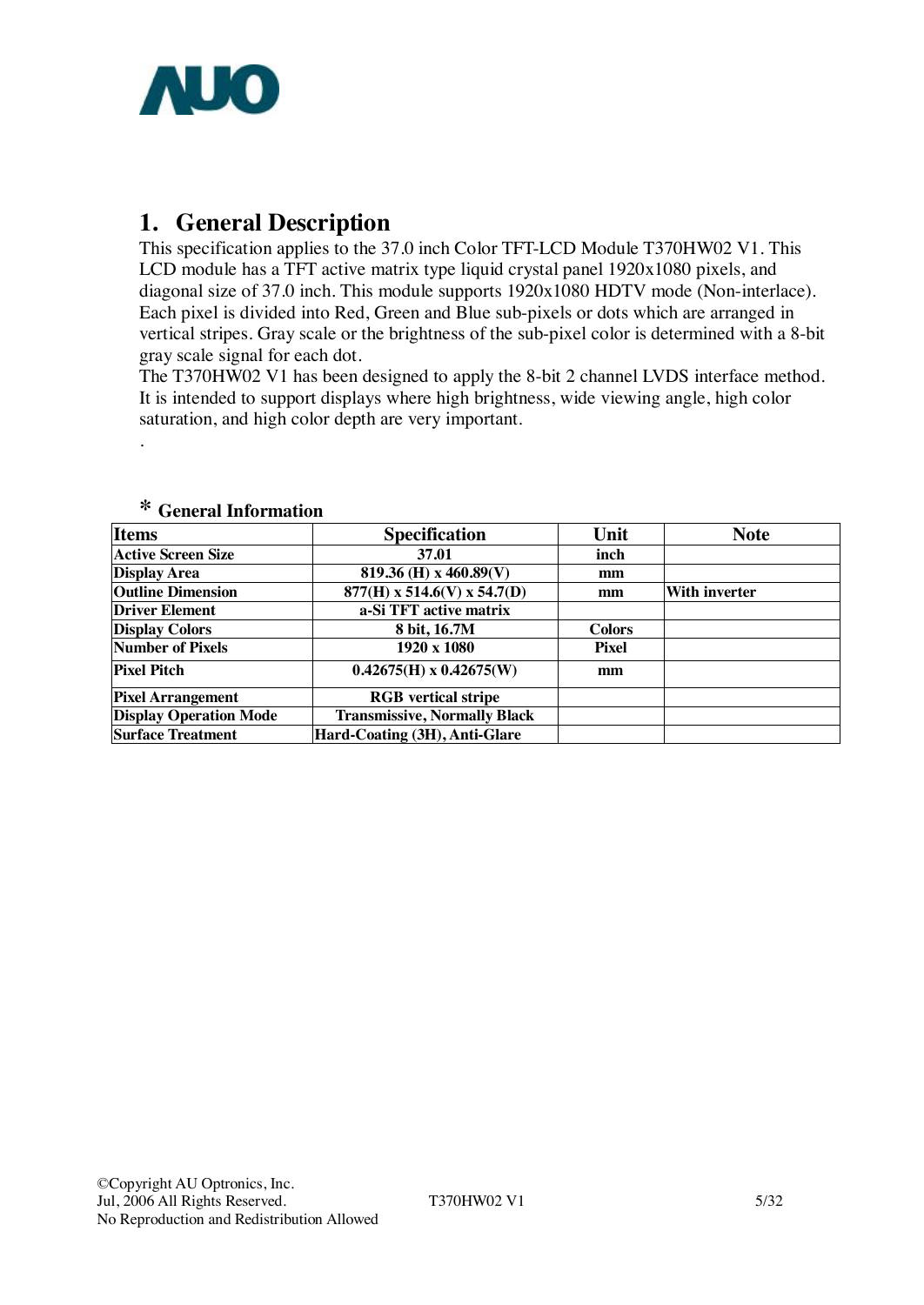# 1. General Description

This specification applies to the 37.0 inch Color TFT-LCD Module T370HW02 V1. This LCD module has a TFT active matrix type liquid crystal panel 1920x1080 pixels, and diagonal size of 37.0 inch. This module supports 1920x1080 HDTV mode (Non-interlace). Each pixel is divided into Red, Green and Blue sub-pixels or dots which are arranged in vertical stripes. Gray scale or the brightness of the sub-pixel color is determined with a 8-bit gray scale signal for each dot.

The T370HW02 V1 has been designed to apply the 8-bit 2 channel LVDS interface method. It is intended to support displays where high brightness, wide viewing angle, high color saturation, and high color depth are very important.

.

### * General Information

| Items | Specification | Unit | Note |
|---|---|---|---|
| **Active Screen Size** | **37.01** | **inch** | |
| **Display Area** | **819.36 (H) x 460.89(V)** | **mm** | |
| **Outline Dimension** | **877(H) x 514.6(V) x 54.7(D)** | **mm** | **With inverter** |
| **Driver Element** | **a-Si TFT active matrix** | | |
| **Display Colors** | **8 bit, 16.7M** | **Colors** | |
| **Number of Pixels** | **1920 x 1080** | **Pixel** | |
| **Pixel Pitch** | **0.42675(H) x 0.42675(W)** | **mm** | |
| **Pixel Arrangement** | **RGB vertical stripe** | | |
| **Display Operation Mode** | **Transmissive, Normally Black** | | |
| **Surface Treatment** | **Hard-Coating (3H), Anti-Glare** | | |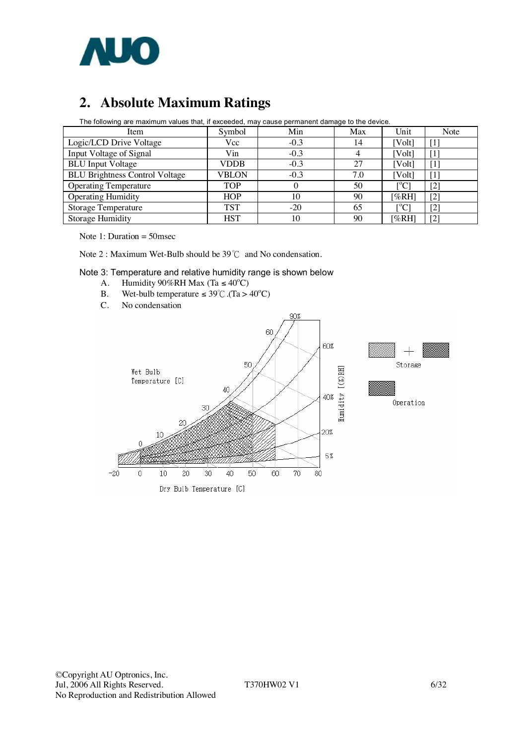## 2. Absolute Maximum Ratings

The following are maximum values that, if exceeded, may cause permanent damage to the device.

| Item | Symbol | Min | Max | Unit | Note |
|---|---|---|---|---|---|
| Logic/LCD Drive Voltage | Vcc | -0.3 | 14 | [Volt] | [1] |
| Input Voltage of Signal | Vin | -0.3 | 4 | [Volt] | [1] |
| BLU Input Voltage | VDDB | -0.3 | 27 | [Volt] | [1] |
| BLU Brightness Control Voltage | VBLON | -0.3 | 7.0 | [Volt] | [1] |
| Operating Temperature | TOP | 0 | 50 | [°C] | [2] |
| Operating Humidity | HOP | 10 | 90 | [%RH] | [2] |
| Storage Temperature | TST | -20 | 65 | [°C] | [2] |
| Storage Humidity | HST | 10 | 90 | [%RH] | [2] |

Note 1: Duration = 50msec

Note 2 : Maximum Wet-Bulb should be 39℃ and No condensation.

Note 3: Temperature and relative humidity range is shown below

A. Humidity 90%RH Max (Ta ≤ 40°C)

B. Wet-bulb temperature ≤ 39℃ .(Ta > 40°C)

C. No condensation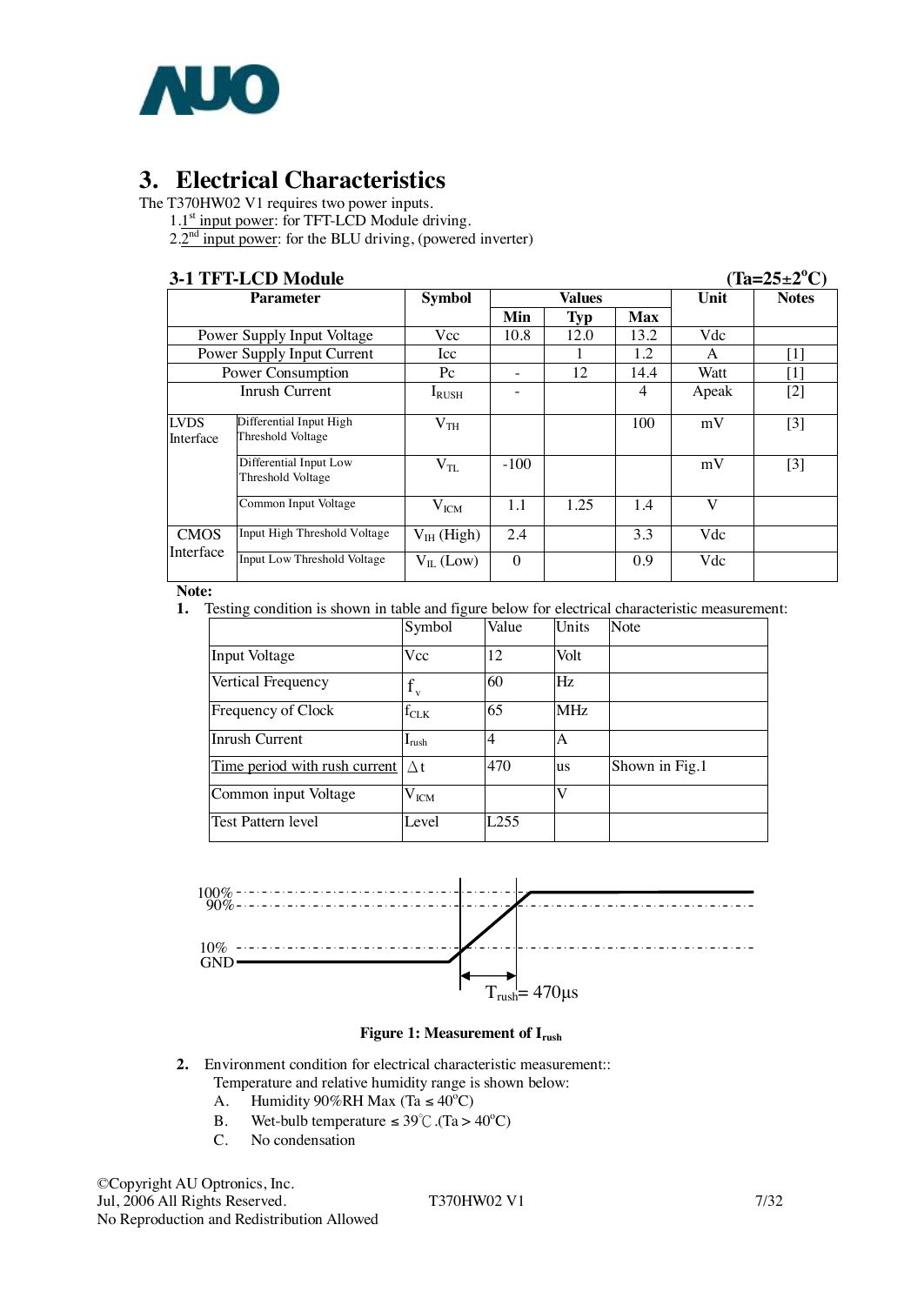## 3. Electrical Characteristics

The T370HW02 V1 requires two power inputs.

1. 1st input power: for TFT-LCD Module driving.
2. 2nd input power: for the BLU driving, (powered inverter)

### 3-1 TFT-LCD Module (Ta=25±2°C)

| Parameter | | Symbol | Values | | | Unit | Notes |
|---|---|---|---|---|---|---|---|
| | | | Min | Typ | Max | | |
| Power Supply Input Voltage | | Vcc | 10.8 | 12.0 | 13.2 | Vdc | |
| Power Supply Input Current | | Icc | | 1 | 1.2 | A | [1] |
| Power Consumption | | Pc | - | 12 | 14.4 | Watt | [1] |
| Inrush Current | | $I_{RUSH}$ | - | | 4 | Apeak | [2] |
| LVDS Interface | Differential Input High Threshold Voltage | $V_{TH}$ | | | 100 | mV | [3] |
| | Differential Input Low Threshold Voltage | $V_{TL}$ | -100 | | | mV | [3] |
| | Common Input Voltage | $V_{ICM}$ | 1.1 | 1.25 | 1.4 | V | |
| CMOS Interface | Input High Threshold Voltage | $V_{IH}$ (High) | 2.4 | | 3.3 | Vdc | |
| | Input Low Threshold Voltage | $V_{IL}$ (Low) | 0 | | 0.9 | Vdc | |

**Note:**

**1.** Testing condition is shown in table and figure below for electrical characteristic measurement:

| | Symbol | Value | Units | Note |
|---|---|---|---|---|
| Input Voltage | Vcc | 12 | Volt | |
| Vertical Frequency | $f_v$ | 60 | Hz | |
| Frequency of Clock | $f_{CLK}$ | 65 | MHz | |
| Inrush Current | $I_{rush}$ | 4 | A | |
| Time period with rush current | $\Delta t$ | 470 | us | Shown in Fig.1 |
| Common input Voltage | $V_{ICM}$ | | V | |
| Test Pattern level | Level | L255 | | |

100%
90%
10%
GND
$T_{rush}$= 470µs

**Figure 1: Measurement of $I_{rush}$**

**2.** Environment condition for electrical characteristic measurement::
Temperature and relative humidity range is shown below:

A. Humidity 90%RH Max (Ta ≤ 40°C)
B. Wet-bulb temperature ≤ 39℃ .(Ta > 40°C)
C. No condensation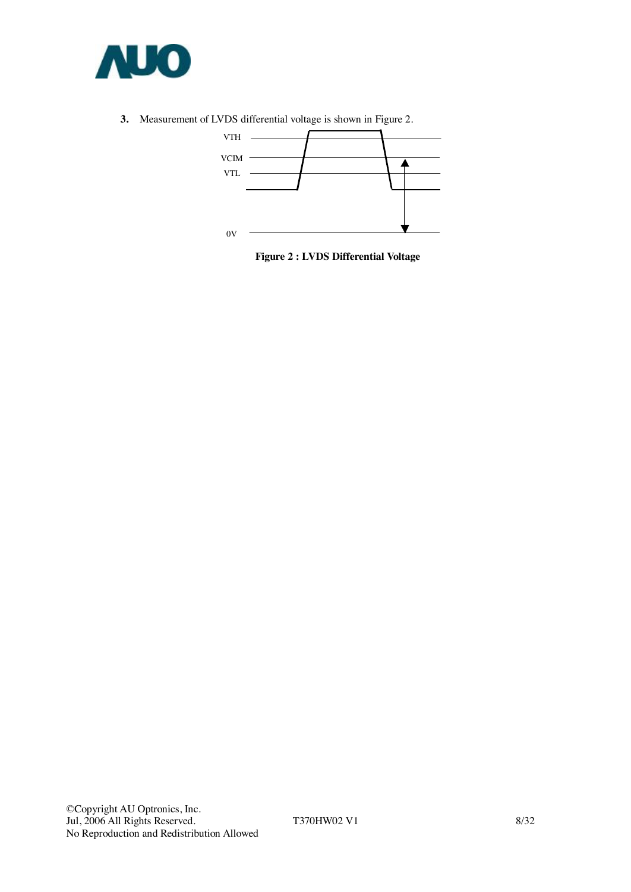**3.** Measurement of LVDS differential voltage is shown in Figure 2.

VTH

VCIM

VTL

0V

**Figure 2 : LVDS Differential Voltage**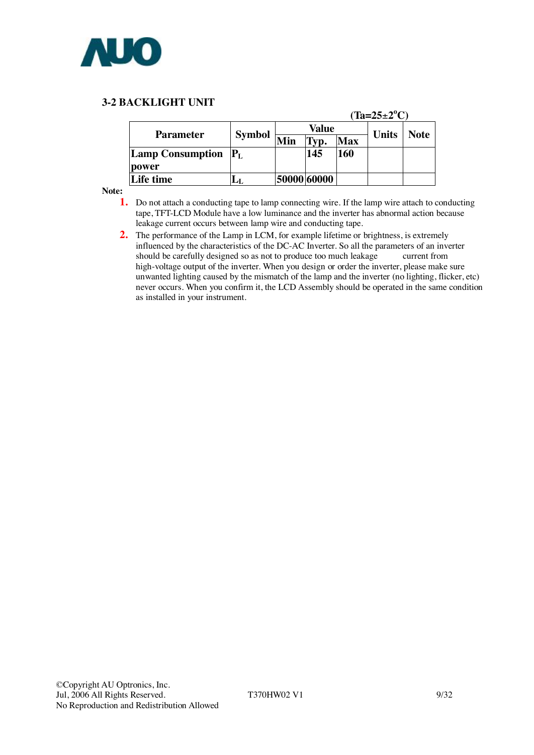### 3-2 BACKLIGHT UNIT

(Ta=25±2°C)

| Parameter | Symbol | Value | | | Units | Note |
|---|---|---|---|---|---|---|
| | | Min | Typ. | Max | | |
| Lamp Consumption power | $P_L$ | | 145 | 160 | | |
| Life time | $L_L$ | 50000 | 60000 | | | |

**Note:**

1. Do not attach a conducting tape to lamp connecting wire. If the lamp wire attach to conducting tape, TFT-LCD Module have a low luminance and the inverter has abnormal action because leakage current occurs between lamp wire and conducting tape.
2. The performance of the Lamp in LCM, for example lifetime or brightness, is extremely influenced by the characteristics of the DC-AC Inverter. So all the parameters of an inverter should be carefully designed so as not to produce too much leakage current from high-voltage output of the inverter. When you design or order the inverter, please make sure unwanted lighting caused by the mismatch of the lamp and the inverter (no lighting, flicker, etc) never occurs. When you confirm it, the LCD Assembly should be operated in the same condition as installed in your instrument.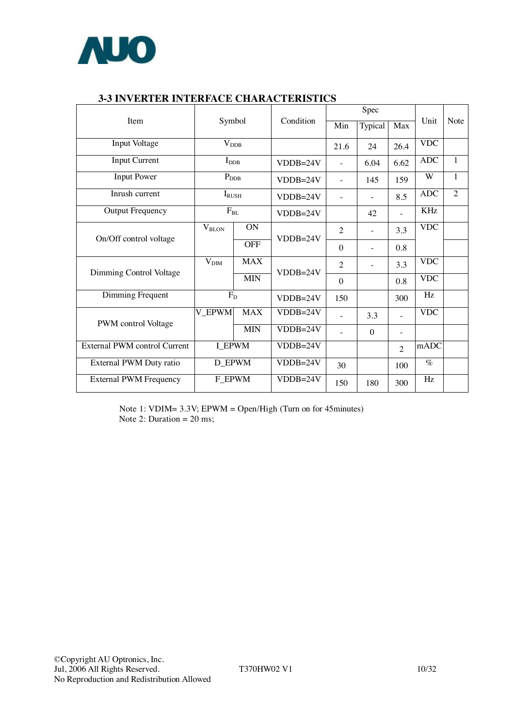### 3-3 INVERTER INTERFACE CHARACTERISTICS

| Item | Symbol | | Condition | Spec | | | Unit | Note |
|---|---|---|---|---|---|---|---|---|
| | | | | Min | Typical | Max | | |
| Input Voltage | $V_{DDB}$ | | | 21.6 | 24 | 26.4 | VDC | |
| Input Current | $I_{DDB}$ | | VDDB=24V | - | 6.04 | 6.62 | ADC | 1 |
| Input Power | $P_{DDB}$ | | VDDB=24V | - | 145 | 159 | W | 1 |
| Inrush current | $I_{RUSH}$ | | VDDB=24V | - | - | 8.5 | ADC | 2 |
| Output Frequency | $F_{BL}$ | | VDDB=24V | | 42 | - | KHz | |
| On/Off control voltage | $V_{BLON}$ | ON | VDDB=24V | 2 | - | 3.3 | VDC | |
| | | OFF | | 0 | - | 0.8 | | |
| Dimming Control Voltage | $V_{DIM}$ | MAX | VDDB=24V | 2 | - | 3.3 | VDC | |
| | | MIN | | 0 | | 0.8 | VDC | |
| Dimming Frequent | $F_D$ | | VDDB=24V | 150 | | 300 | Hz | |
| PWM control Voltage | V_EPWM | MAX | VDDB=24V | - | 3.3 | - | VDC | |
| | | MIN | VDDB=24V | - | 0 | - | | |
| External PWM control Current | I_EPWM | | VDDB=24V | | | 2 | mADC | |
| External PWM Duty ratio | D_EPWM | | VDDB=24V | 30 | | 100 | % | |
| External PWM Frequency | F_EPWM | | VDDB=24V | 150 | 180 | 300 | Hz | |

Note 1: VDIM= 3.3V; EPWM = Open/High (Turn on for 45minutes)
Note 2: Duration = 20 ms;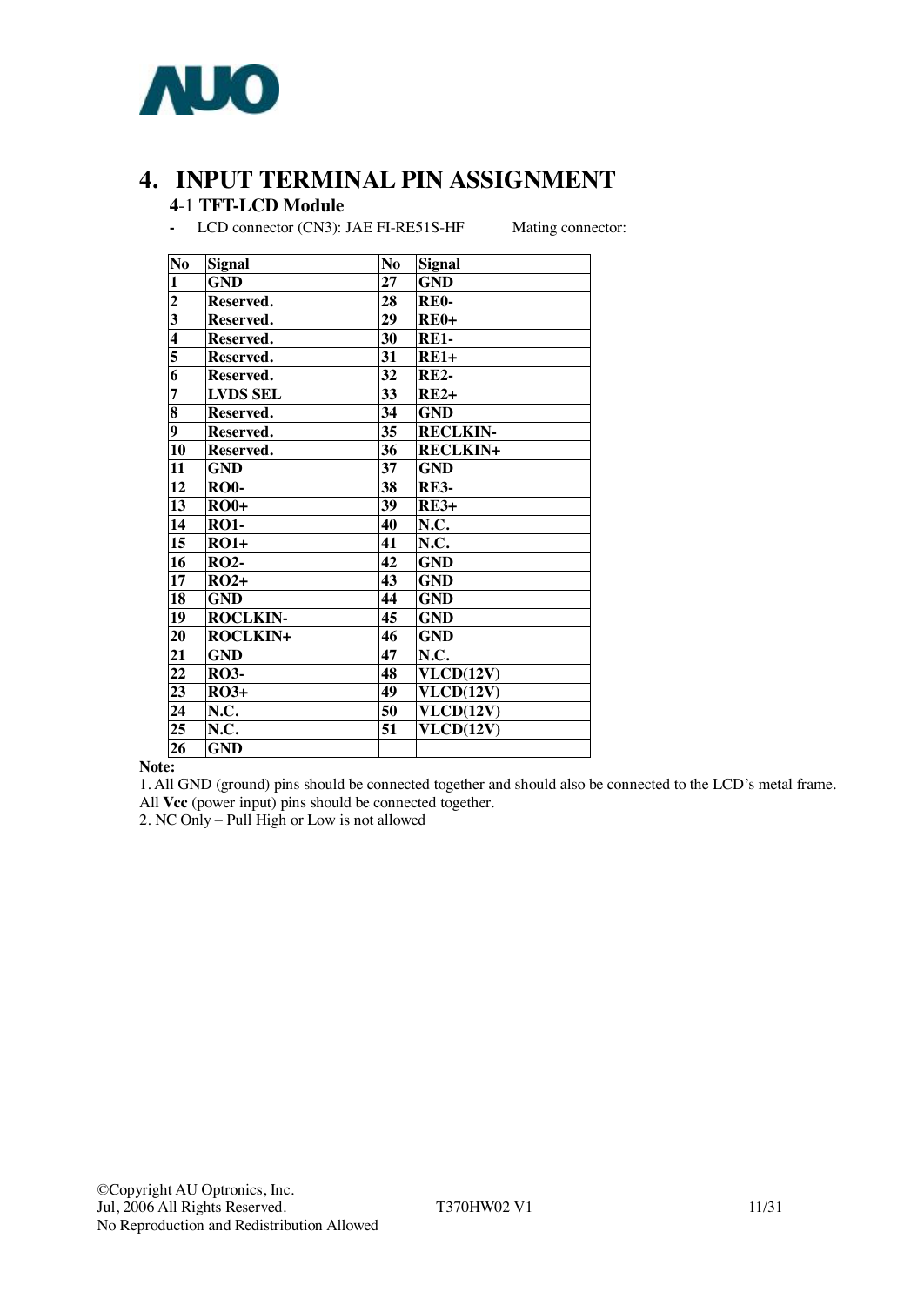# 4. INPUT TERMINAL PIN ASSIGNMENT

## 4-1 TFT-LCD Module

- LCD connector (CN3): JAE FI-RE51S-HF  Mating connector:

| No | Signal | No | Signal |
|---|---|---|---|
| 1 | GND | 27 | GND |
| 2 | Reserved. | 28 | RE0- |
| 3 | Reserved. | 29 | RE0+ |
| 4 | Reserved. | 30 | RE1- |
| 5 | Reserved. | 31 | RE1+ |
| 6 | Reserved. | 32 | RE2- |
| 7 | LVDS SEL | 33 | RE2+ |
| 8 | Reserved. | 34 | GND |
| 9 | Reserved. | 35 | RECLKIN- |
| 10 | Reserved. | 36 | RECLKIN+ |
| 11 | GND | 37 | GND |
| 12 | RO0- | 38 | RE3- |
| 13 | RO0+ | 39 | RE3+ |
| 14 | RO1- | 40 | N.C. |
| 15 | RO1+ | 41 | N.C. |
| 16 | RO2- | 42 | GND |
| 17 | RO2+ | 43 | GND |
| 18 | GND | 44 | GND |
| 19 | ROCLKIN- | 45 | GND |
| 20 | ROCLKIN+ | 46 | GND |
| 21 | GND | 47 | N.C. |
| 22 | RO3- | 48 | VLCD(12V) |
| 23 | RO3+ | 49 | VLCD(12V) |
| 24 | N.C. | 50 | VLCD(12V) |
| 25 | N.C. | 51 | VLCD(12V) |
| 26 | GND | | |

**Note:**

1. All GND (ground) pins should be connected together and should also be connected to the LCD's metal frame. All **Vcc** (power input) pins should be connected together.
2. NC Only – Pull High or Low is not allowed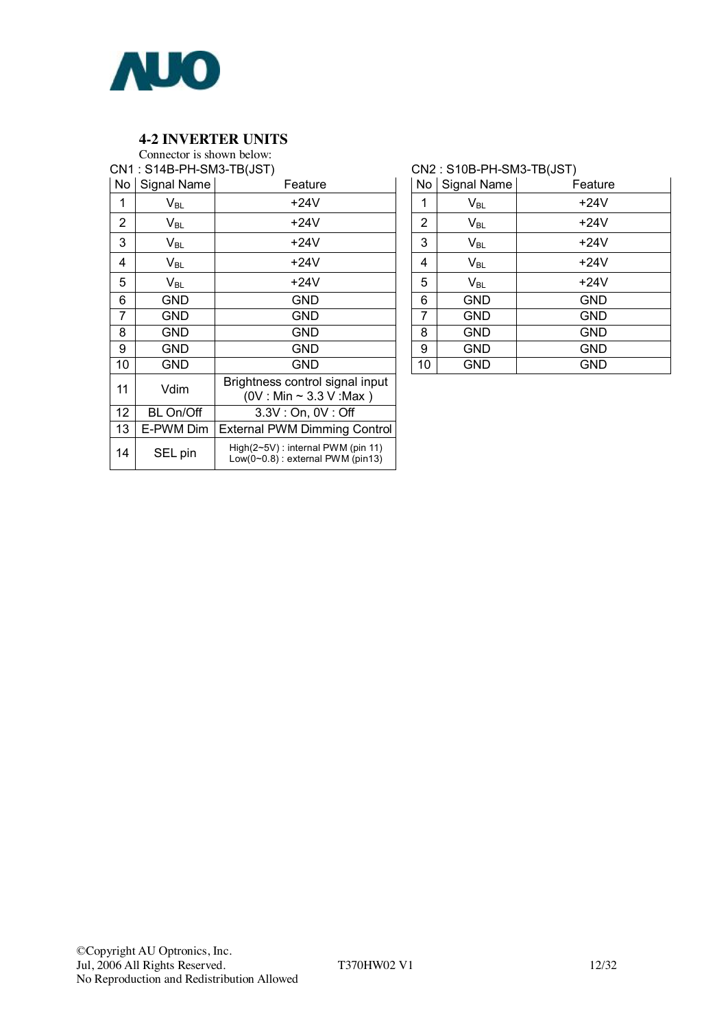## 4-2 INVERTER UNITS

Connector is shown below:

CN1 : S14B-PH-SM3-TB(JST)

| No | Signal Name | Feature |
|---|---|---|
| 1 | $V_{BL}$ | +24V |
| 2 | $V_{BL}$ | +24V |
| 3 | $V_{BL}$ | +24V |
| 4 | $V_{BL}$ | +24V |
| 5 | $V_{BL}$ | +24V |
| 6 | GND | GND |
| 7 | GND | GND |
| 8 | GND | GND |
| 9 | GND | GND |
| 10 | GND | GND |
| 11 | Vdim | Brightness control signal input (0V : Min ~ 3.3 V :Max ) |
| 12 | BL On/Off | 3.3V : On, 0V : Off |
| 13 | E-PWM Dim | External PWM Dimming Control |
| 14 | SEL pin | High(2~5V) : internal PWM (pin 11)<br>Low(0~0.8) : external PWM (pin13) |

CN2 : S10B-PH-SM3-TB(JST)

| No | Signal Name | Feature |
|---|---|---|
| 1 | $V_{BL}$ | +24V |
| 2 | $V_{BL}$ | +24V |
| 3 | $V_{BL}$ | +24V |
| 4 | $V_{BL}$ | +24V |
| 5 | $V_{BL}$ | +24V |
| 6 | GND | GND |
| 7 | GND | GND |
| 8 | GND | GND |
| 9 | GND | GND |
| 10 | GND | GND |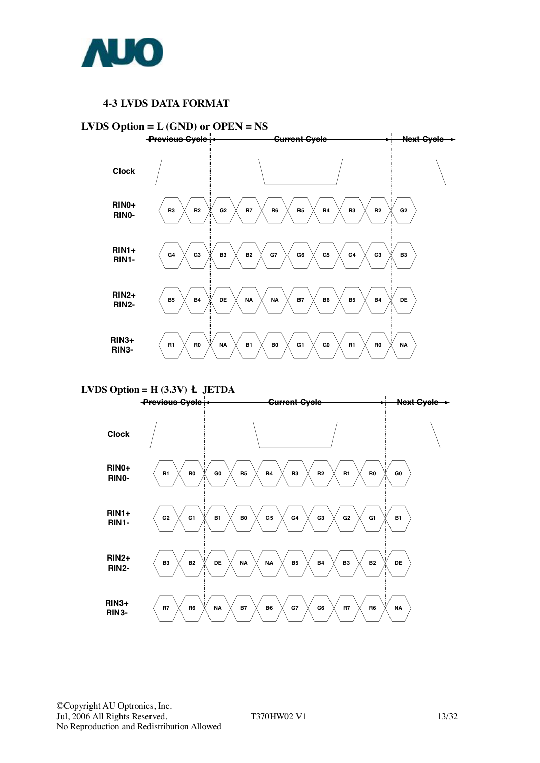### 4-3 LVDS DATA FORMAT

**LVDS Option = L (GND) or OPEN = NS**

Previous Cycle | Current Cycle | Next Cycle

Clock

| Signal | | | | | | | | | | |
|---|---|---|---|---|---|---|---|---|---|---|
| RIN0+ RIN0- | R3 | R2 | G2 | R7 | R6 | R5 | R4 | R3 | R2 | G2 |
| RIN1+ RIN1- | G4 | G3 | B3 | B2 | G7 | G6 | G5 | G4 | G3 | B3 |
| RIN2+ RIN2- | B5 | B4 | DE | NA | NA | B7 | B6 | B5 | B4 | DE |
| RIN3+ RIN3- | R1 | R0 | NA | B1 | B0 | G1 | G0 | R1 | R0 | NA |

**LVDS Option = H (3.3V) Ł JETDA**

Previous Cycle | Current Cycle | Next Cycle

Clock

| Signal | | | | | | | | | | |
|---|---|---|---|---|---|---|---|---|---|---|
| RIN0+ RIN0- | R1 | R0 | G0 | R5 | R4 | R3 | R2 | R1 | R0 | G0 |
| RIN1+ RIN1- | G2 | G1 | B1 | B0 | G5 | G4 | G3 | G2 | G1 | B1 |
| RIN2+ RIN2- | B3 | B2 | DE | NA | NA | B5 | B4 | B3 | B2 | DE |
| RIN3+ RIN3- | R7 | R6 | NA | B7 | B6 | G7 | G6 | R7 | R6 | NA |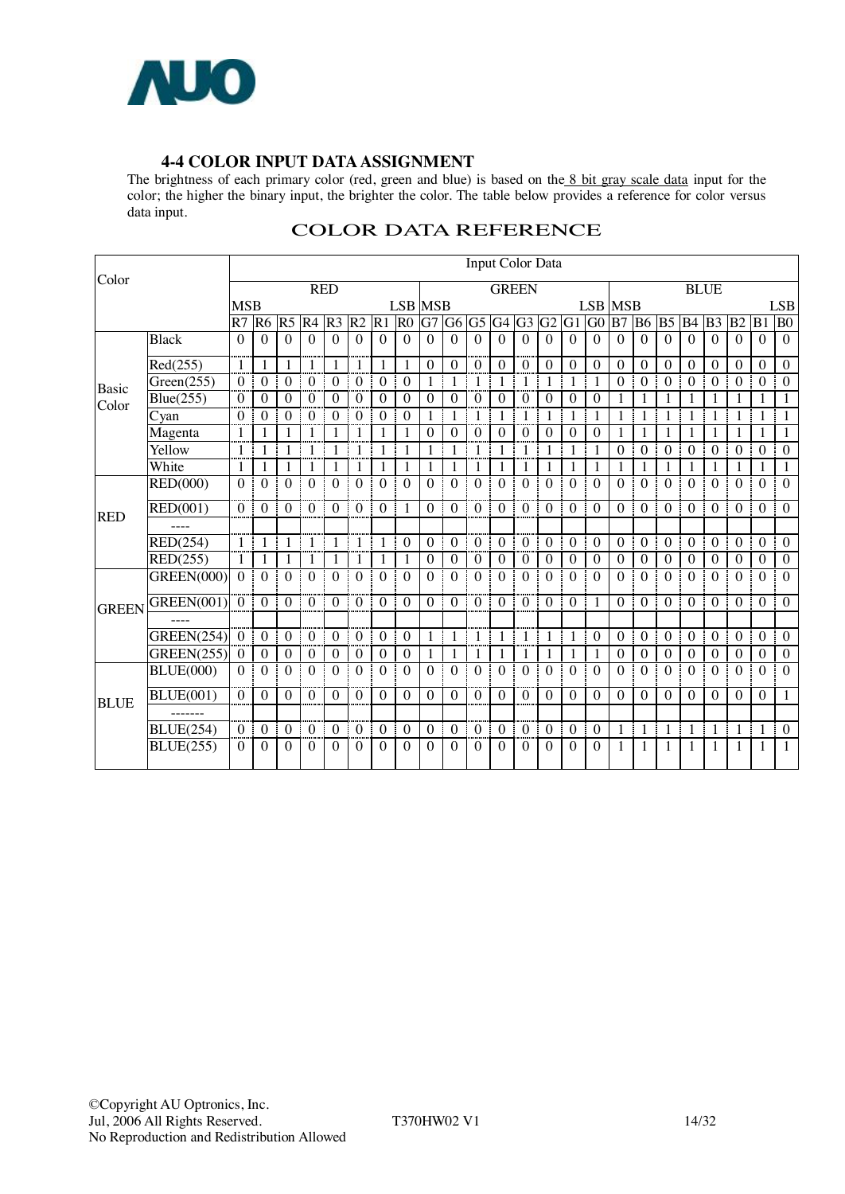## 4-4 COLOR INPUT DATA ASSIGNMENT

The brightness of each primary color (red, green and blue) is based on the 8 bit gray scale data input for the color; the higher the binary input, the brighter the color. The table below provides a reference for color versus data input.

### COLOR DATA REFERENCE

| Color | | Input Color Data | | | | | | | | | | | | | | | | | | | | | | | |
|---|---|---|---|---|---|---|---|---|---|---|---|---|---|---|---|---|---|---|---|---|---|---|---|---|---|
| | | RED | | | | | | | | GREEN | | | | | | | | BLUE | | | | | | | |
| | | MSB | | | | | | | LSB | MSB | | | | | | | LSB | MSB | | | | | | | LSB |
| | | R7 | R6 | R5 | R4 | R3 | R2 | R1 | R0 | G7 | G6 | G5 | G4 | G3 | G2 | G1 | G0 | B7 | B6 | B5 | B4 | B3 | B2 | B1 | B0 |
| Basic Color | Black | 0 | 0 | 0 | 0 | 0 | 0 | 0 | 0 | 0 | 0 | 0 | 0 | 0 | 0 | 0 | 0 | 0 | 0 | 0 | 0 | 0 | 0 | 0 | 0 |
| | Red(255) | 1 | 1 | 1 | 1 | 1 | 1 | 1 | 1 | 0 | 0 | 0 | 0 | 0 | 0 | 0 | 0 | 0 | 0 | 0 | 0 | 0 | 0 | 0 | 0 |
| | Green(255) | 0 | 0 | 0 | 0 | 0 | 0 | 0 | 0 | 1 | 1 | 1 | 1 | 1 | 1 | 1 | 1 | 0 | 0 | 0 | 0 | 0 | 0 | 0 | 0 |
| | Blue(255) | 0 | 0 | 0 | 0 | 0 | 0 | 0 | 0 | 0 | 0 | 0 | 0 | 0 | 0 | 0 | 0 | 1 | 1 | 1 | 1 | 1 | 1 | 1 | 1 |
| | Cyan | 0 | 0 | 0 | 0 | 0 | 0 | 0 | 0 | 1 | 1 | 1 | 1 | 1 | 1 | 1 | 1 | 1 | 1 | 1 | 1 | 1 | 1 | 1 | 1 |
| | Magenta | 1 | 1 | 1 | 1 | 1 | 1 | 1 | 1 | 0 | 0 | 0 | 0 | 0 | 0 | 0 | 0 | 1 | 1 | 1 | 1 | 1 | 1 | 1 | 1 |
| | Yellow | 1 | 1 | 1 | 1 | 1 | 1 | 1 | 1 | 1 | 1 | 1 | 1 | 1 | 1 | 1 | 1 | 0 | 0 | 0 | 0 | 0 | 0 | 0 | 0 |
| | White | 1 | 1 | 1 | 1 | 1 | 1 | 1 | 1 | 1 | 1 | 1 | 1 | 1 | 1 | 1 | 1 | 1 | 1 | 1 | 1 | 1 | 1 | 1 | 1 |
| RED | RED(000) | 0 | 0 | 0 | 0 | 0 | 0 | 0 | 0 | 0 | 0 | 0 | 0 | 0 | 0 | 0 | 0 | 0 | 0 | 0 | 0 | 0 | 0 | 0 | 0 |
| | RED(001) | 0 | 0 | 0 | 0 | 0 | 0 | 0 | 1 | 0 | 0 | 0 | 0 | 0 | 0 | 0 | 0 | 0 | 0 | 0 | 0 | 0 | 0 | 0 | 0 |
| | ---- | | | | | | | | | | | | | | | | | | | | | | | | |
| | RED(254) | 1 | 1 | 1 | 1 | 1 | 1 | 1 | 0 | 0 | 0 | 0 | 0 | 0 | 0 | 0 | 0 | 0 | 0 | 0 | 0 | 0 | 0 | 0 | 0 |
| | RED(255) | 1 | 1 | 1 | 1 | 1 | 1 | 1 | 1 | 0 | 0 | 0 | 0 | 0 | 0 | 0 | 0 | 0 | 0 | 0 | 0 | 0 | 0 | 0 | 0 |
| GREEN | GREEN(000) | 0 | 0 | 0 | 0 | 0 | 0 | 0 | 0 | 0 | 0 | 0 | 0 | 0 | 0 | 0 | 0 | 0 | 0 | 0 | 0 | 0 | 0 | 0 | 0 |
| | GREEN(001) | 0 | 0 | 0 | 0 | 0 | 0 | 0 | 0 | 0 | 0 | 0 | 0 | 0 | 0 | 0 | 1 | 0 | 0 | 0 | 0 | 0 | 0 | 0 | 0 |
| | ---- | | | | | | | | | | | | | | | | | | | | | | | | |
| | GREEN(254) | 0 | 0 | 0 | 0 | 0 | 0 | 0 | 0 | 1 | 1 | 1 | 1 | 1 | 1 | 1 | 0 | 0 | 0 | 0 | 0 | 0 | 0 | 0 | 0 |
| | GREEN(255) | 0 | 0 | 0 | 0 | 0 | 0 | 0 | 0 | 1 | 1 | 1 | 1 | 1 | 1 | 1 | 1 | 0 | 0 | 0 | 0 | 0 | 0 | 0 | 0 |
| BLUE | BLUE(000) | 0 | 0 | 0 | 0 | 0 | 0 | 0 | 0 | 0 | 0 | 0 | 0 | 0 | 0 | 0 | 0 | 0 | 0 | 0 | 0 | 0 | 0 | 0 | 0 |
| | BLUE(001) | 0 | 0 | 0 | 0 | 0 | 0 | 0 | 0 | 0 | 0 | 0 | 0 | 0 | 0 | 0 | 0 | 0 | 0 | 0 | 0 | 0 | 0 | 0 | 1 |
| | ------- | | | | | | | | | | | | | | | | | | | | | | | | |
| | BLUE(254) | 0 | 0 | 0 | 0 | 0 | 0 | 0 | 0 | 0 | 0 | 0 | 0 | 0 | 0 | 0 | 0 | 1 | 1 | 1 | 1 | 1 | 1 | 1 | 0 |
| | BLUE(255) | 0 | 0 | 0 | 0 | 0 | 0 | 0 | 0 | 0 | 0 | 0 | 0 | 0 | 0 | 0 | 0 | 1 | 1 | 1 | 1 | 1 | 1 | 1 | 1 |

©Copyright AU Optronics, Inc.
Jul, 2006 All Rights Reserved.
No Reproduction and Redistribution Allowed

T370HW02 V1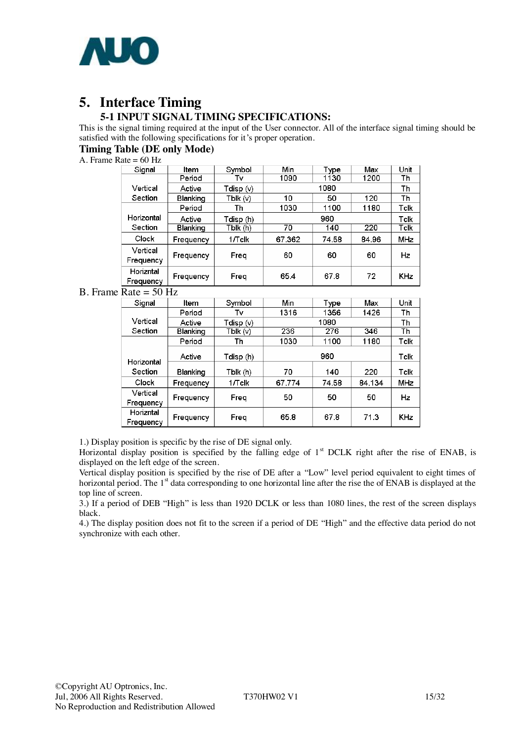# 5. Interface Timing

## 5-1 INPUT SIGNAL TIMING SPECIFICATIONS:

This is the signal timing required at the input of the User connector. All of the interface signal timing should be satisfied with the following specifications for it's proper operation.

### Timing Table (DE only Mode)

A. Frame Rate = 60 Hz

| Signal | Item | Symbol | Min | Type | Max | Unit |
|---|---|---|---|---|---|---|
| Vertical Section | Period | Tv | 1090 | 1130 | 1200 | Th |
| | Active | Tdisp (v) | | 1080 | | Th |
| | Blanking | Tblk (v) | 10 | 50 | 120 | Th |
| Horizontal Section | Period | Th | 1030 | 1100 | 1180 | Tclk |
| | Active | Tdisp (h) | | 960 | | Tclk |
| | Blanking | Tblk (h) | 70 | 140 | 220 | Tclk |
| Clock | Frequency | 1/Tclk | 67.362 | 74.58 | 84.96 | MHz |
| Vertical Frequency | Frequency | Freq | 60 | 60 | 60 | Hz |
| Horiznta l Frequency | Frequency | Freq | 65.4 | 67.8 | 72 | KHz |

B. Frame Rate = 50 Hz

| Signal | Item | Symbol | Min | Type | Max | Unit |
|---|---|---|---|---|---|---|
| Vertical Section | Period | Tv | 1316 | 1356 | 1426 | Th |
| | Active | Tdisp (v) | | 1080 | | Th |
| | Blanking | Tblk (v) | 236 | 276 | 346 | Th |
| Horizontal Section | Period | Th | 1030 | 1100 | 1180 | Tclk |
| | Active | Tdisp (h) | | 960 | | Tclk |
| | Blanking | Tblk (h) | 70 | 140 | 220 | Tclk |
| Clock | Frequency | 1/Tclk | 67.774 | 74.58 | 84.134 | MHz |
| Vertical Frequency | Frequency | Freq | 50 | 50 | 50 | Hz |
| Horiznta l Frequency | Frequency | Freq | 65.8 | 67.8 | 71.3 | KHz |

1.) Display position is specific by the rise of DE signal only.
Horizontal display position is specified by the falling edge of 1st DCLK right after the rise of ENAB, is displayed on the left edge of the screen.
Vertical display position is specified by the rise of DE after a "Low" level period equivalent to eight times of horizontal period. The 1st data corresponding to one horizontal line after the rise the of ENAB is displayed at the top line of screen.
3.) If a period of DEB "High" is less than 1920 DCLK or less than 1080 lines, the rest of the screen displays black.
4.) The display position does not fit to the screen if a period of DE "High" and the effective data period do not synchronize with each other.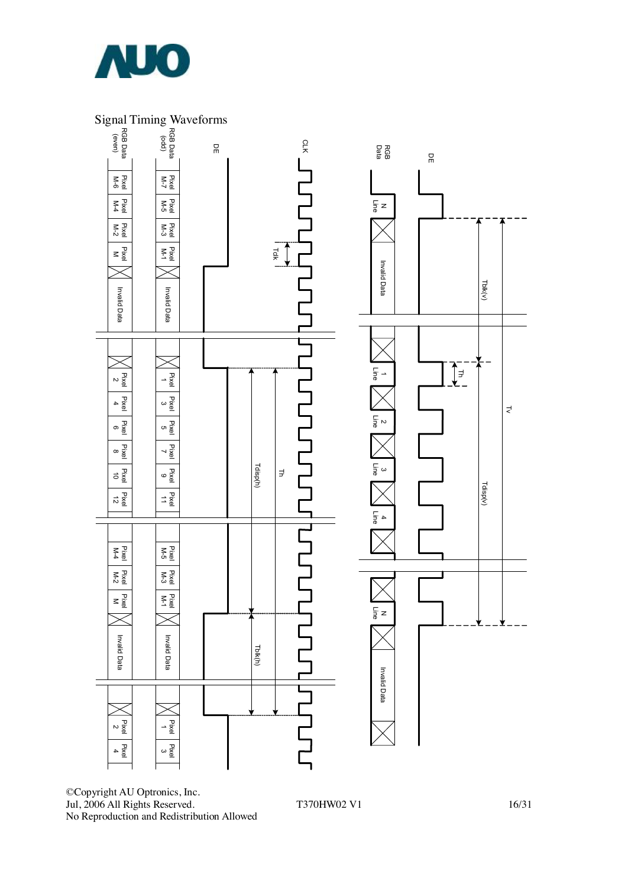## Signal Timing Waveforms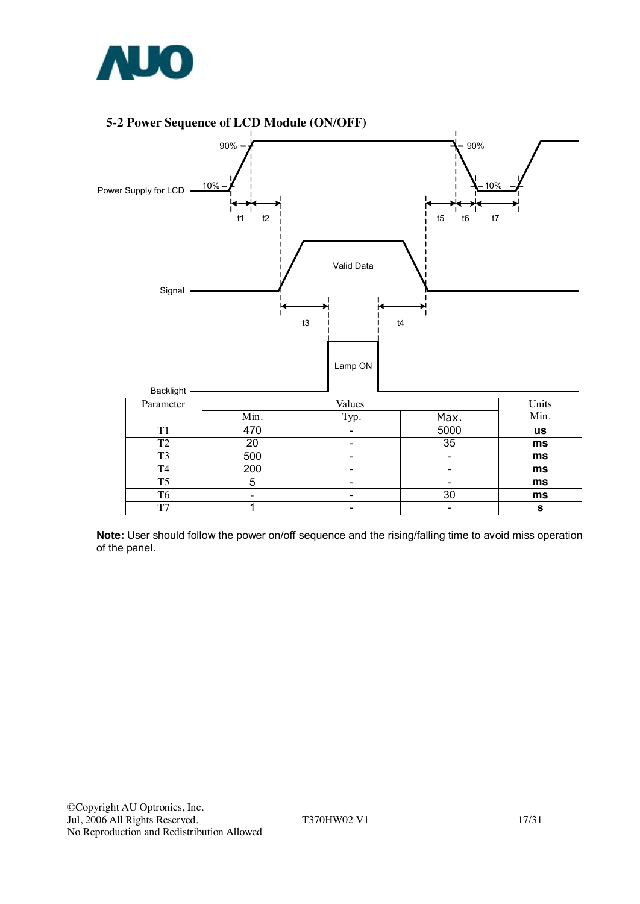## 5-2 Power Sequence of LCD Module (ON/OFF)

| Parameter | Values | | | Units |
|---|---|---|---|---|
| | Min. | Typ. | Max. | Min. |
| T1 | 470 | - | 5000 | **us** |
| T2 | 20 | - | 35 | **ms** |
| T3 | 500 | - | - | **ms** |
| T4 | 200 | - | - | **ms** |
| T5 | 5 | - | - | **ms** |
| T6 | - | - | 30 | **ms** |
| T7 | 1 | - | - | **s** |

**Note:** User should follow the power on/off sequence and the rising/falling time to avoid miss operation of the panel.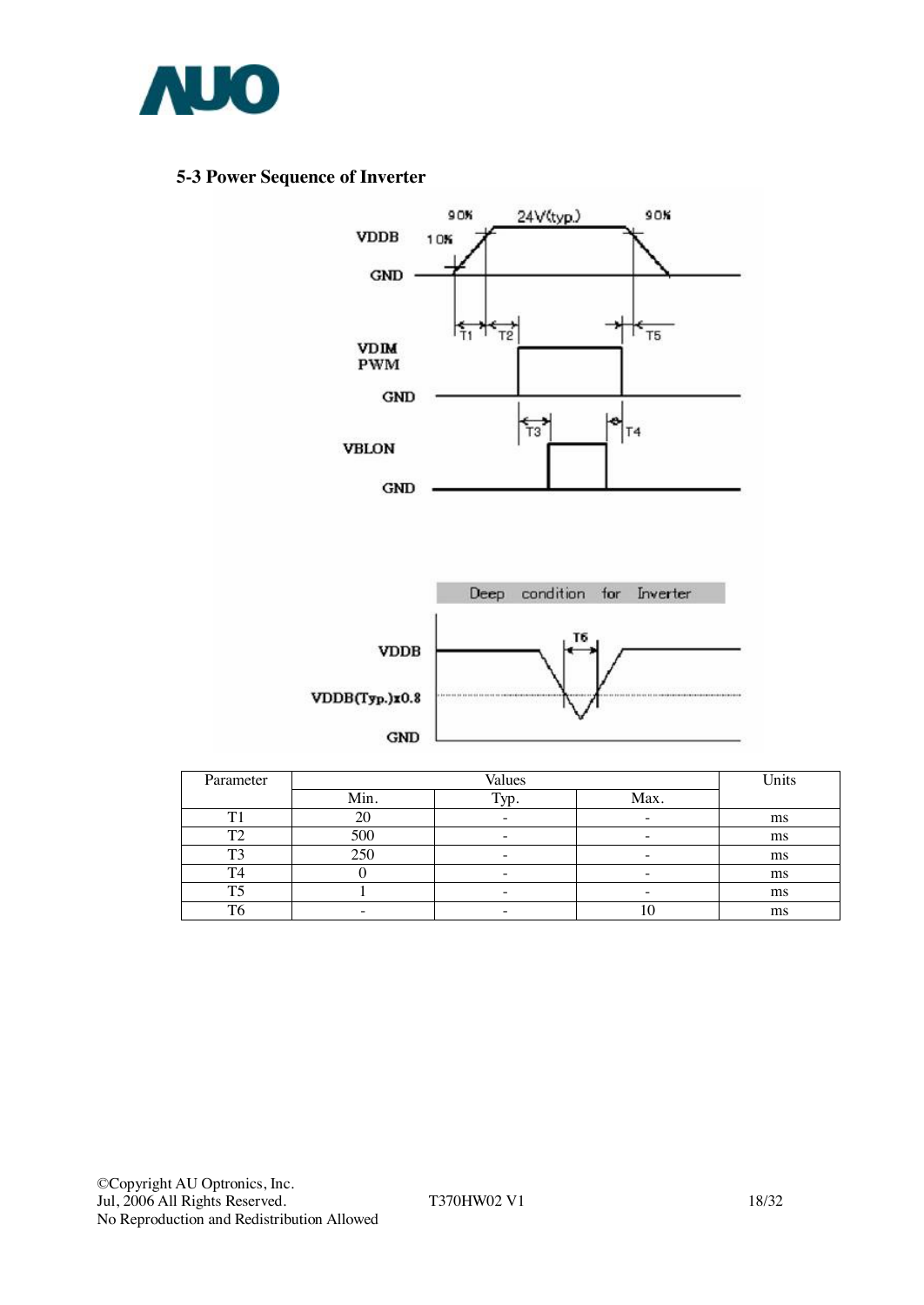### 5-3 Power Sequence of Inverter

| Parameter | Values | | | Units |
|---|---|---|---|---|
| | Min. | Typ. | Max. | |
| T1 | 20 | - | - | ms |
| T2 | 500 | - | - | ms |
| T3 | 250 | - | - | ms |
| T4 | 0 | - | - | ms |
| T5 | 1 | - | - | ms |
| T6 | - | - | 10 | ms |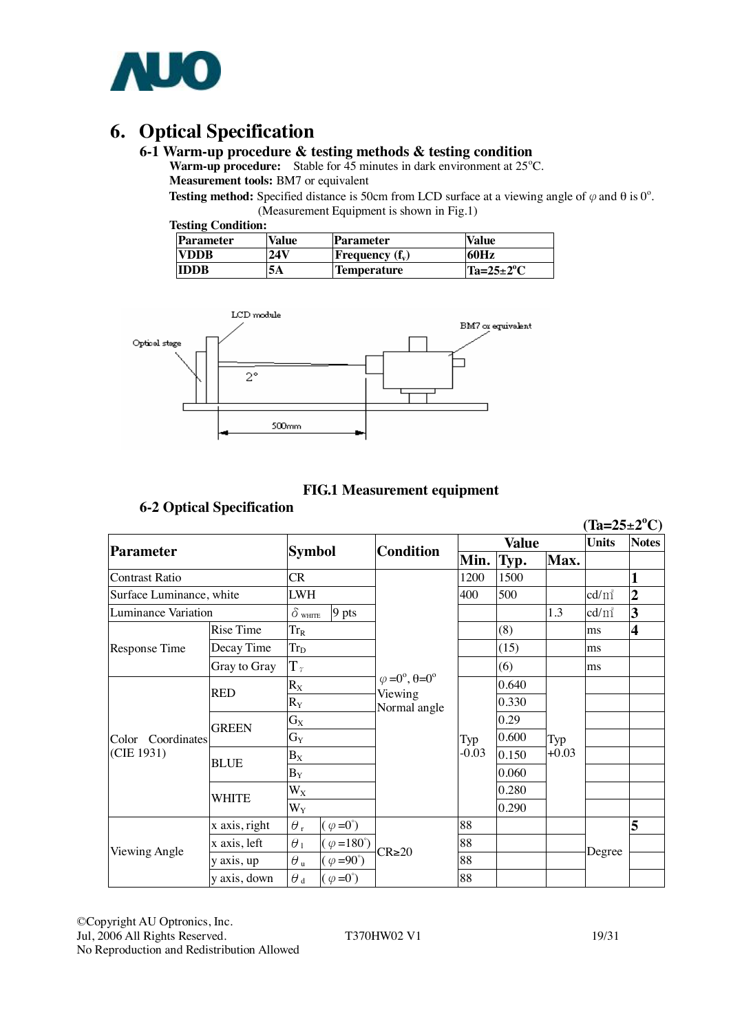# 6. Optical Specification

## 6-1 Warm-up procedure & testing methods & testing condition

**Warm-up procedure:** Stable for 45 minutes in dark environment at 25°C.

**Measurement tools:** BM7 or equivalent

**Testing method:** Specified distance is 50cm from LCD surface at a viewing angle of φ and θ is 0°. (Measurement Equipment is shown in Fig.1)

**Testing Condition:**

| Parameter | Value | Parameter | Value |
|---|---|---|---|
| VDDB | 24V | Frequency ($f_v$) | 60Hz |
| IDDB | 5A | Temperature | Ta=25±2°C |

LCD module

Optical stage

BM7 or equivalent

2°

500mm

**FIG.1 Measurement equipment**

## 6-2 Optical Specification

(Ta=25±2°C)

| Parameter | | Symbol | | Condition | Value Min. | Value Typ. | Value Max. | Units | Notes |
|---|---|---|---|---|---|---|---|---|---|
| Contrast Ratio | | CR | | φ=0°, θ=0° Viewing Normal angle | 1200 | 1500 | | | 1 |
| Surface Luminance, white | | LWH | | | 400 | 500 | | cd/m² | 2 |
| Luminance Variation | | $\delta_{WHITE}$ | 9 pts | | | | 1.3 | cd/m² | 3 |
| Response Time | Rise Time | $Tr_R$ | | | | (8) | | ms | 4 |
| | Decay Time | $Tr_D$ | | | | (15) | | ms | |
| | Gray to Gray | $T_\gamma$ | | | | (6) | | ms | |
| Color Coordinates (CIE 1931) | RED | $R_X$ | | | Typ -0.03 | 0.640 | Typ +0.03 | | |
| | | $R_Y$ | | | | 0.330 | | | |
| | GREEN | $G_X$ | | | | 0.29 | | | |
| | | $G_Y$ | | | | 0.600 | | | |
| | BLUE | $B_X$ | | | | 0.150 | | | |
| | | $B_Y$ | | | | 0.060 | | | |
| | WHITE | $W_X$ | | | | 0.280 | | | |
| | | $W_Y$ | | | | 0.290 | | | |
| Viewing Angle | x axis, right | $\theta_r$ | (φ=0°) | CR≥20 | 88 | | | Degree | 5 |
| | x axis, left | $\theta_l$ | (φ=180°) | | 88 | | | | |
| | y axis, up | $\theta_u$ | (φ=90°) | | 88 | | | | |
| | y axis, down | $\theta_d$ | (φ=0°) | | 88 | | | | |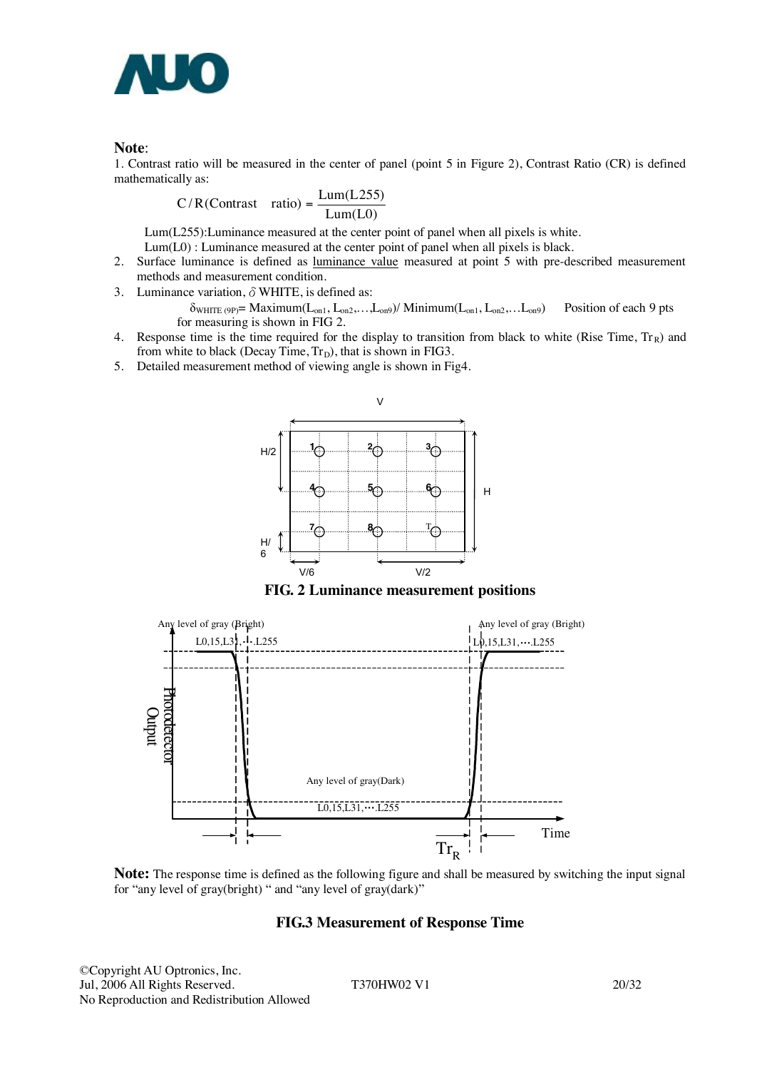**Note**:

1. Contrast ratio will be measured in the center of panel (point 5 in Figure 2), Contrast Ratio (CR) is defined mathematically as:

$$C/R(\text{Contrast ratio}) = \frac{Lum(L255)}{Lum(L0)}$$

   Lum(L255):Luminance measured at the center point of panel when all pixels is white.
   Lum(L0) : Luminance measured at the center point of panel when all pixels is black.

2. Surface luminance is defined as luminance value measured at point 5 with pre-described measurement methods and measurement condition.
3. Luminance variation, $\delta$ WHITE, is defined as:

   $\delta_{WHITE\ (9P)}$= Maximum($L_{on1}$, $L_{on2}$,…,$L_{on9}$)/ Minimum($L_{on1}$, $L_{on2}$,…$L_{on9}$)     Position of each 9 pts for measuring is shown in FIG 2.

4. Response time is the time required for the display to transition from black to white (Rise Time, $Tr_R$) and from white to black (Decay Time, $Tr_D$), that is shown in FIG3.
5. Detailed measurement method of viewing angle is shown in Fig4.

**FIG. 2 Luminance measurement positions**

**Note:** The response time is defined as the following figure and shall be measured by switching the input signal for "any level of gray(bright) " and "any level of gray(dark)"

**FIG.3 Measurement of Response Time**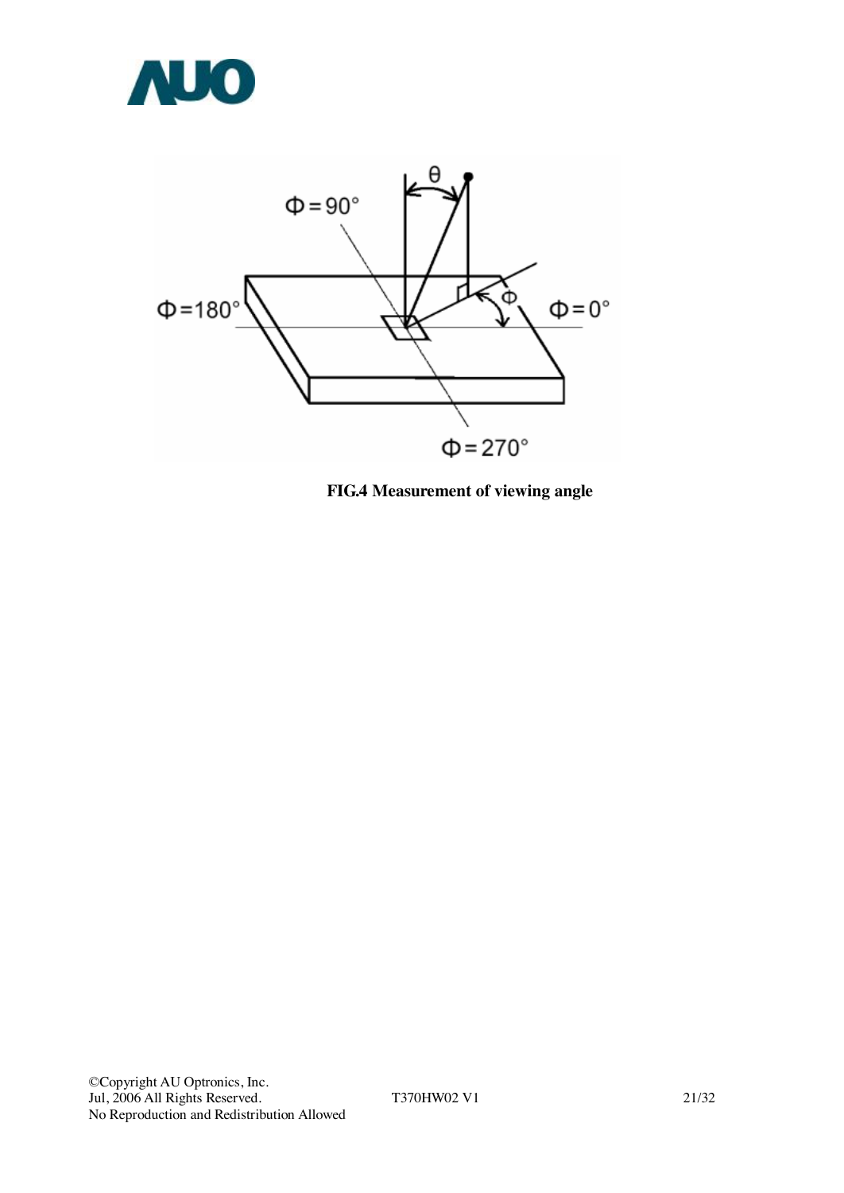**FIG.4 Measurement of viewing angle**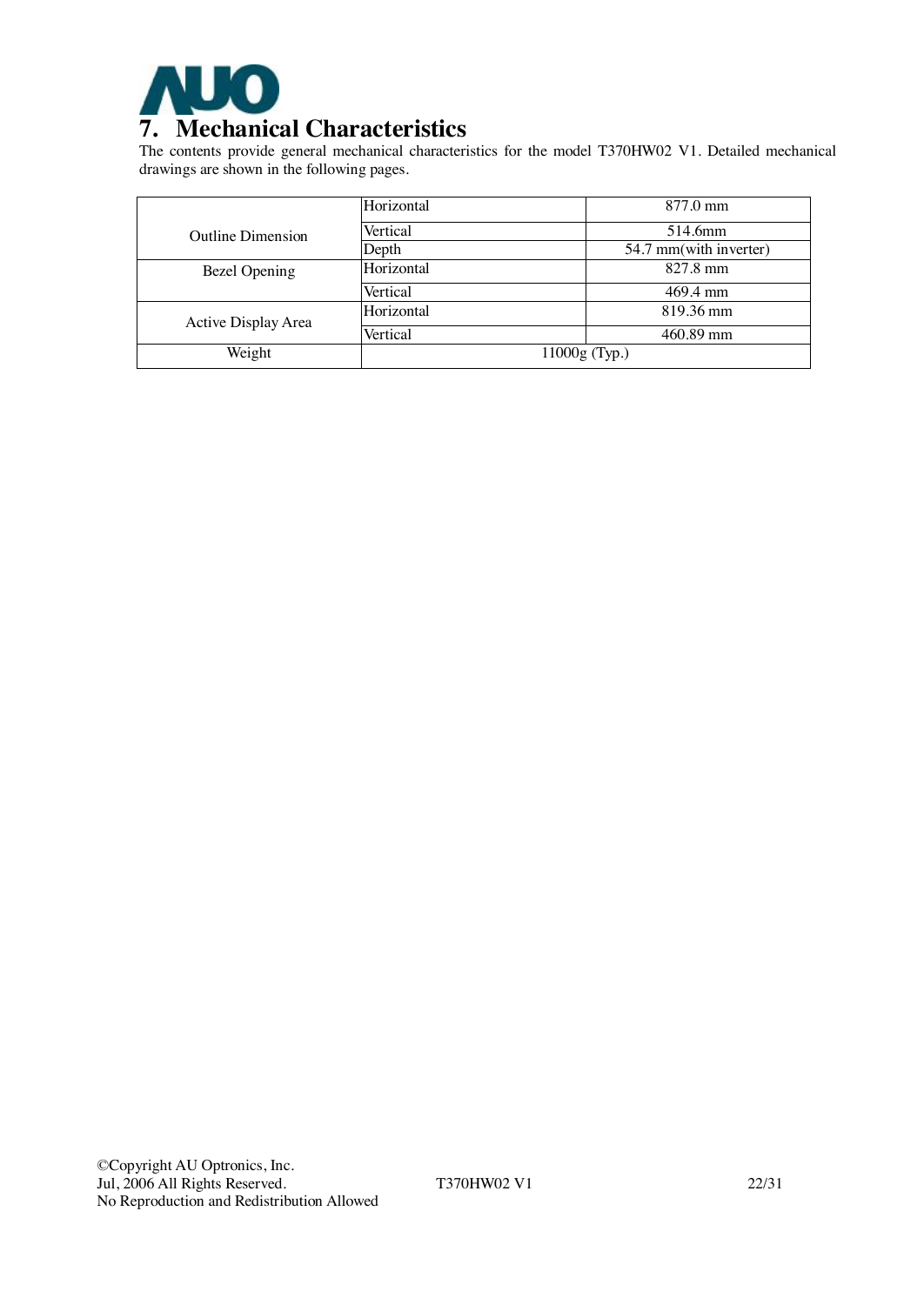# 7. Mechanical Characteristics

The contents provide general mechanical characteristics for the model T370HW02 V1. Detailed mechanical drawings are shown in the following pages.

| | | |
|---|---|---|
| Outline Dimension | Horizontal | 877.0 mm |
| | Vertical | 514.6mm |
| | Depth | 54.7 mm(with inverter) |
| Bezel Opening | Horizontal | 827.8 mm |
| | Vertical | 469.4 mm |
| Active Display Area | Horizontal | 819.36 mm |
| | Vertical | 460.89 mm |
| Weight | 11000g (Typ.) | |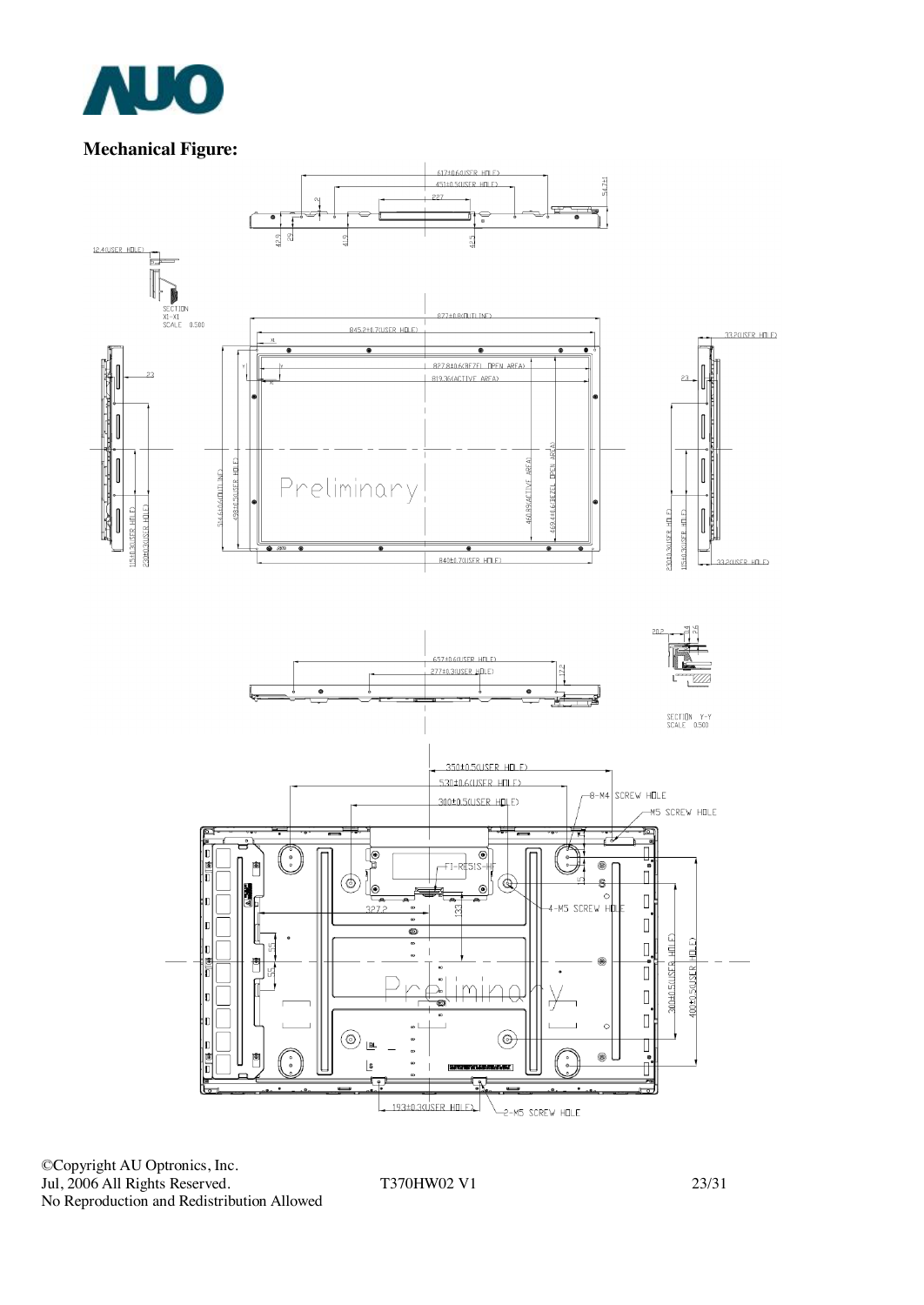**Mechanical Figure:**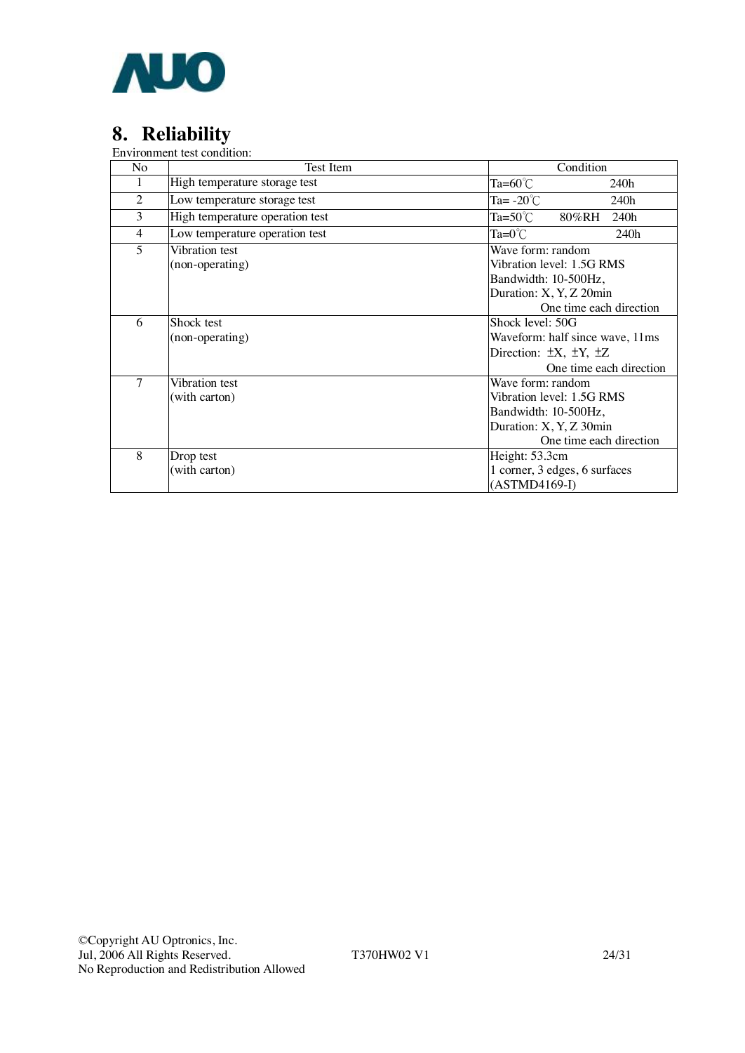# 8. Reliability

Environment test condition:

| No | Test Item | Condition |
|---|---|---|
| 1 | High temperature storage test | Ta=60℃ 240h |
| 2 | Low temperature storage test | Ta= -20℃ 240h |
| 3 | High temperature operation test | Ta=50℃ 80%RH 240h |
| 4 | Low temperature operation test | Ta=0℃ 240h |
| 5 | Vibration test<br>(non-operating) | Wave form: random<br>Vibration level: 1.5G RMS<br>Bandwidth: 10-500Hz,<br>Duration: X, Y, Z 20min<br>One time each direction |
| 6 | Shock test<br>(non-operating) | Shock level: 50G<br>Waveform: half since wave, 11ms<br>Direction: ±X, ±Y, ±Z<br>One time each direction |
| 7 | Vibration test<br>(with carton) | Wave form: random<br>Vibration level: 1.5G RMS<br>Bandwidth: 10-500Hz,<br>Duration: X, Y, Z 30min<br>One time each direction |
| 8 | Drop test<br>(with carton) | Height: 53.3cm<br>1 corner, 3 edges, 6 surfaces<br>(ASTMD4169-I) |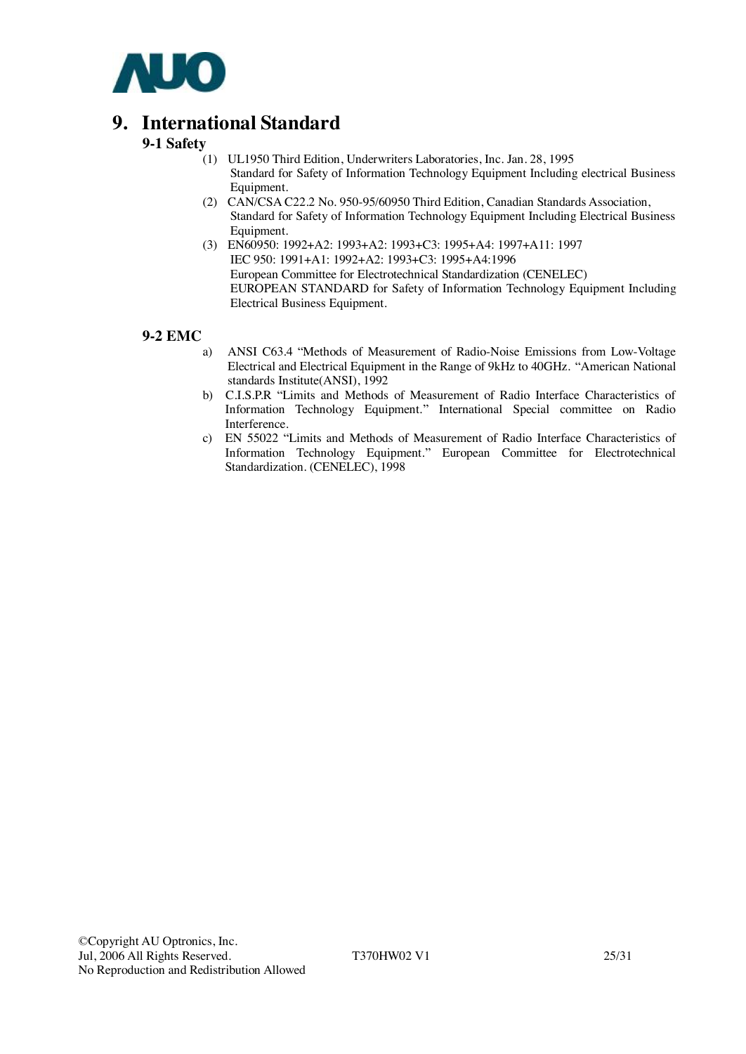# 9. International Standard

## 9-1 Safety

(1) UL1950 Third Edition, Underwriters Laboratories, Inc. Jan. 28, 1995
Standard for Safety of Information Technology Equipment Including electrical Business Equipment.

(2) CAN/CSA C22.2 No. 950-95/60950 Third Edition, Canadian Standards Association,
Standard for Safety of Information Technology Equipment Including Electrical Business Equipment.

(3) EN60950: 1992+A2: 1993+A2: 1993+C3: 1995+A4: 1997+A11: 1997
IEC 950: 1991+A1: 1992+A2: 1993+C3: 1995+A4:1996
European Committee for Electrotechnical Standardization (CENELEC)
EUROPEAN STANDARD for Safety of Information Technology Equipment Including Electrical Business Equipment.

## 9-2 EMC

a) ANSI C63.4 "Methods of Measurement of Radio-Noise Emissions from Low-Voltage Electrical and Electrical Equipment in the Range of 9kHz to 40GHz. "American National standards Institute(ANSI), 1992

b) C.I.S.P.R "Limits and Methods of Measurement of Radio Interface Characteristics of Information Technology Equipment." International Special committee on Radio Interference.

c) EN 55022 "Limits and Methods of Measurement of Radio Interface Characteristics of Information Technology Equipment." European Committee for Electrotechnical Standardization. (CENELEC), 1998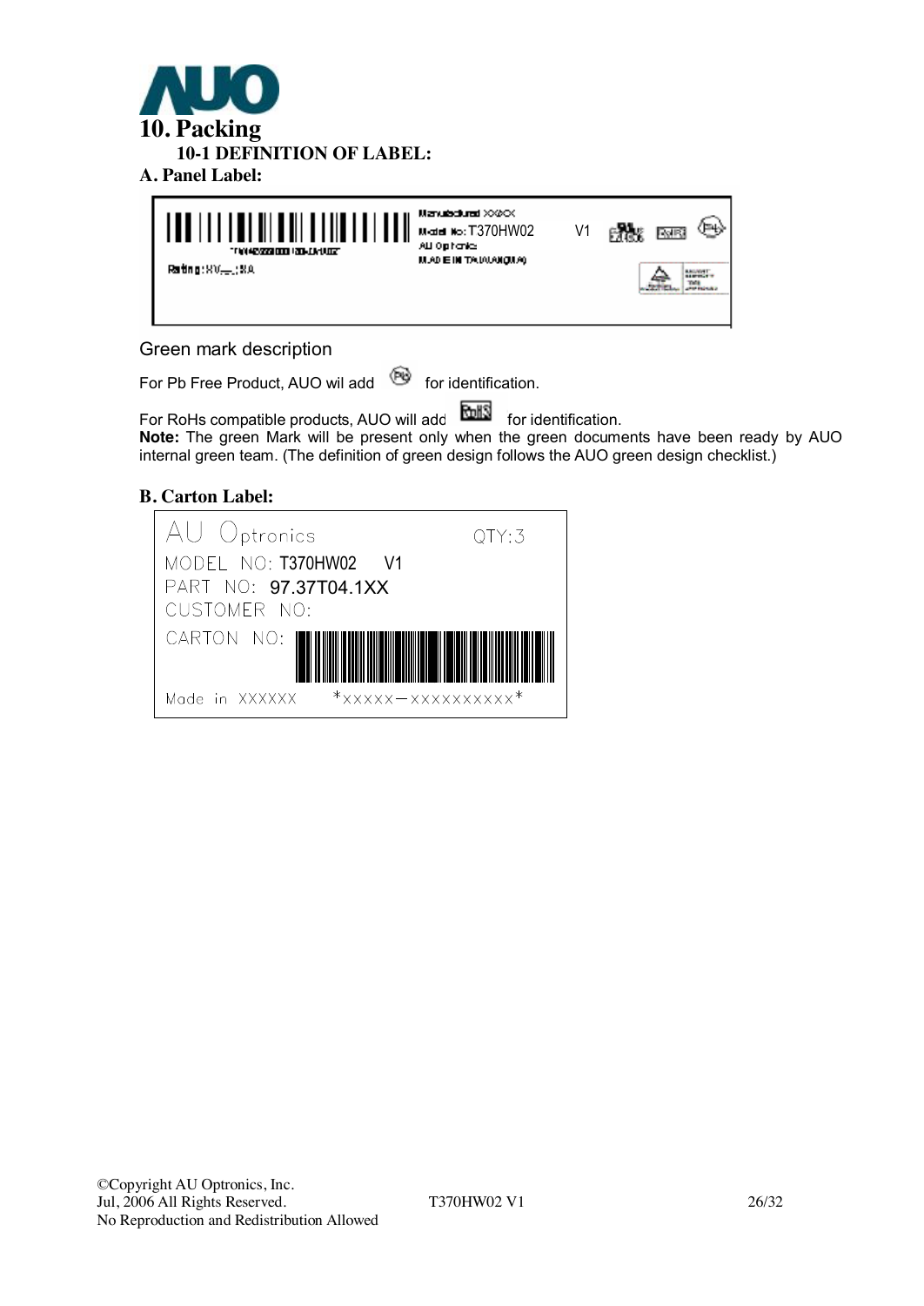# 10. Packing

## 10-1 DEFINITION OF LABEL:

### A. Panel Label:

Manufactured XX/XX
Model No: T370HW02 V1
AU Optronics
MADE IN TAIWAN(MIA)

Rating: XV__; XA

Green mark description

For Pb Free Product, AUO wil add (Pb) for identification.

For RoHs compatible products, AUO will add RoHS for identification.

**Note:** The green Mark will be present only when the green documents have been ready by AUO internal green team. (The definition of green design follows the AUO green design checklist.)

### B. Carton Label:

AU Optronics QTY:3
MODEL NO: T370HW02 V1
PART NO: 97.37T04.1XX
CUSTOMER NO:
CARTON NO:
Made in XXXXXX *XXXXX-XXXXXXXXXX*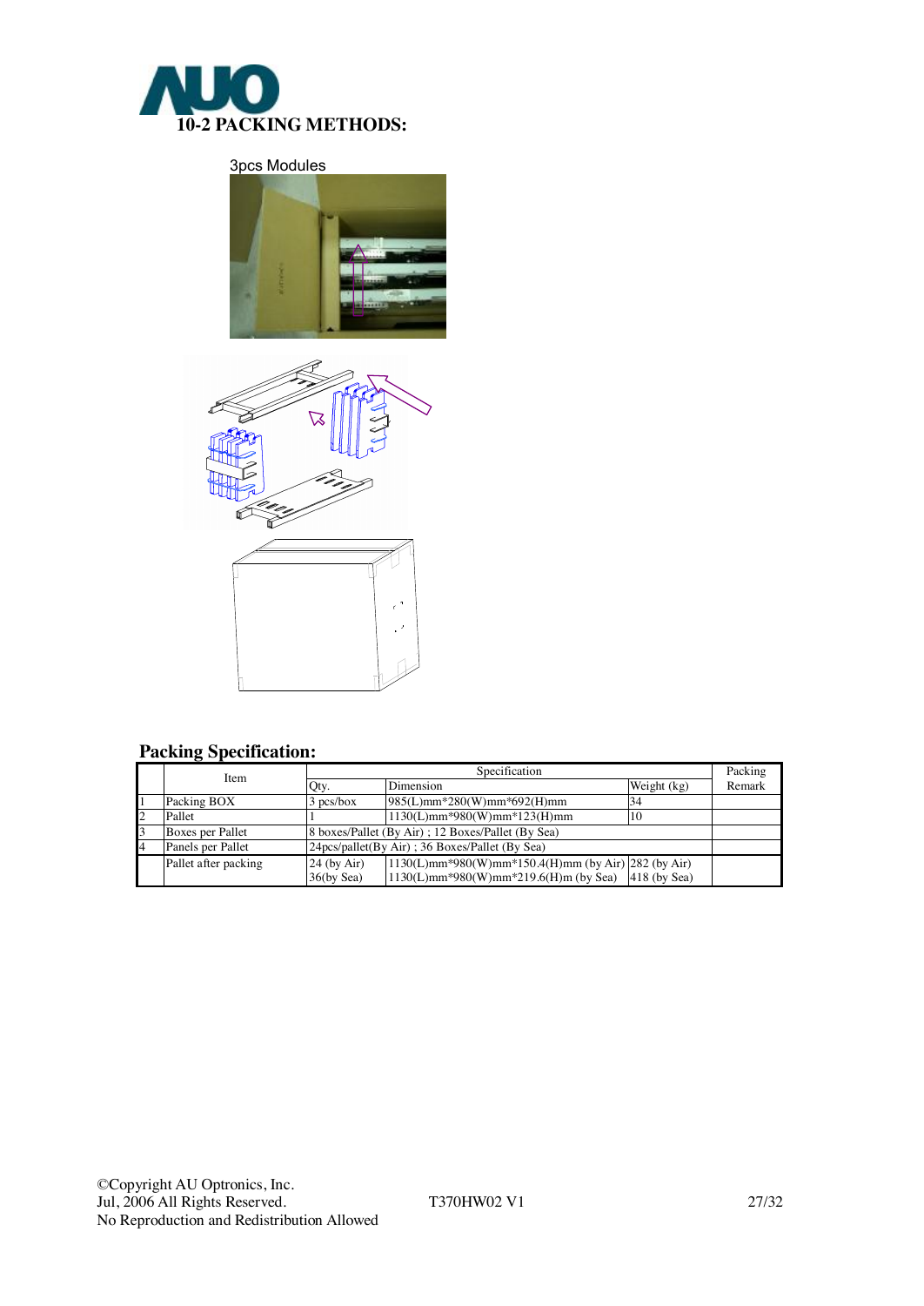## 10-2 PACKING METHODS:

3pcs Modules

### Packing Specification:

| | Item | Specification | | | Packing Remark |
|---|---|---|---|---|---|
| | | Qty. | Dimension | Weight (kg) | |
| 1 | Packing BOX | 3 pcs/box | 985(L)mm*280(W)mm*692(H)mm | 34 | |
| 2 | Pallet | 1 | 1130(L)mm*980(W)mm*123(H)mm | 10 | |
| 3 | Boxes per Pallet | 8 boxes/Pallet (By Air) ; 12 Boxes/Pallet (By Sea) | | | |
| 4 | Panels per Pallet | 24pcs/pallet(By Air) ; 36 Boxes/Pallet (By Sea) | | | |
| | Pallet after packing | 24 (by Air)<br>36(by Sea) | 1130(L)mm*980(W)mm*150.4(H)mm (by Air)<br>1130(L)mm*980(W)mm*219.6(H)m (by Sea) | 282 (by Air)<br>418 (by Sea) | |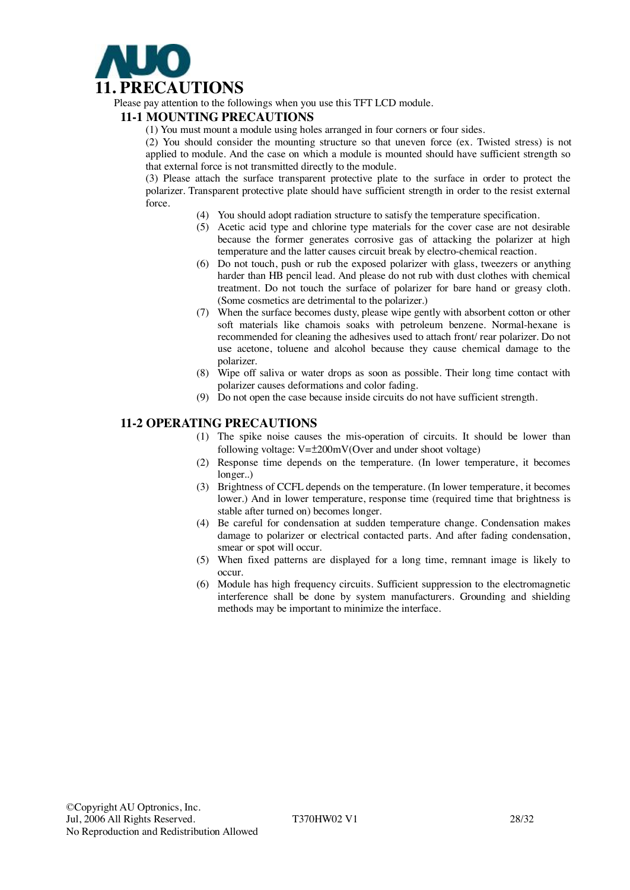# 11. PRECAUTIONS

Please pay attention to the followings when you use this TFT LCD module.

## 11-1 MOUNTING PRECAUTIONS

(1) You must mount a module using holes arranged in four corners or four sides.

(2) You should consider the mounting structure so that uneven force (ex. Twisted stress) is not applied to module. And the case on which a module is mounted should have sufficient strength so that external force is not transmitted directly to the module.

(3) Please attach the surface transparent protective plate to the surface in order to protect the polarizer. Transparent protective plate should have sufficient strength in order to the resist external force.

(4) You should adopt radiation structure to satisfy the temperature specification.

(5) Acetic acid type and chlorine type materials for the cover case are not desirable because the former generates corrosive gas of attacking the polarizer at high temperature and the latter causes circuit break by electro-chemical reaction.

(6) Do not touch, push or rub the exposed polarizer with glass, tweezers or anything harder than HB pencil lead. And please do not rub with dust clothes with chemical treatment. Do not touch the surface of polarizer for bare hand or greasy cloth. (Some cosmetics are detrimental to the polarizer.)

(7) When the surface becomes dusty, please wipe gently with absorbent cotton or other soft materials like chamois soaks with petroleum benzene. Normal-hexane is recommended for cleaning the adhesives used to attach front/ rear polarizer. Do not use acetone, toluene and alcohol because they cause chemical damage to the polarizer.

(8) Wipe off saliva or water drops as soon as possible. Their long time contact with polarizer causes deformations and color fading.

(9) Do not open the case because inside circuits do not have sufficient strength.

## 11-2 OPERATING PRECAUTIONS

(1) The spike noise causes the mis-operation of circuits. It should be lower than following voltage: V=±200mV(Over and under shoot voltage)

(2) Response time depends on the temperature. (In lower temperature, it becomes longer..)

(3) Brightness of CCFL depends on the temperature. (In lower temperature, it becomes lower.) And in lower temperature, response time (required time that brightness is stable after turned on) becomes longer.

(4) Be careful for condensation at sudden temperature change. Condensation makes damage to polarizer or electrical contacted parts. And after fading condensation, smear or spot will occur.

(5) When fixed patterns are displayed for a long time, remnant image is likely to occur.

(6) Module has high frequency circuits. Sufficient suppression to the electromagnetic interference shall be done by system manufacturers. Grounding and shielding methods may be important to minimize the interface.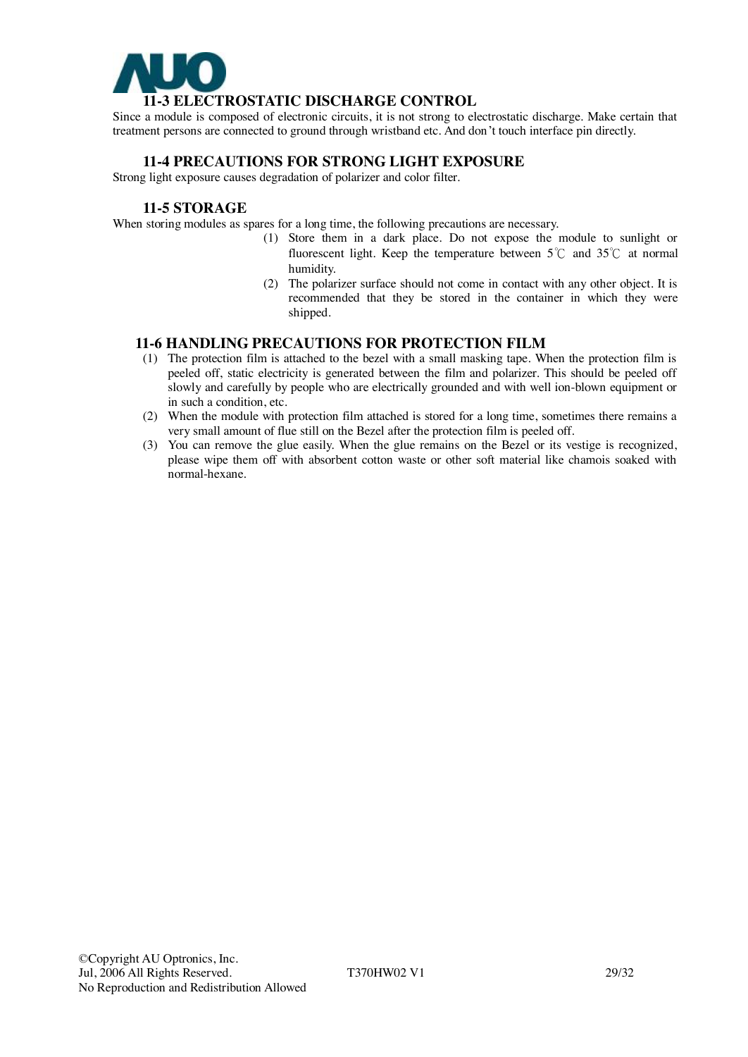### 11-3 ELECTROSTATIC DISCHARGE CONTROL

Since a module is composed of electronic circuits, it is not strong to electrostatic discharge. Make certain that treatment persons are connected to ground through wristband etc. And don't touch interface pin directly.

### 11-4 PRECAUTIONS FOR STRONG LIGHT EXPOSURE

Strong light exposure causes degradation of polarizer and color filter.

### 11-5 STORAGE

When storing modules as spares for a long time, the following precautions are necessary.

(1) Store them in a dark place. Do not expose the module to sunlight or fluorescent light. Keep the temperature between 5℃ and 35℃ at normal humidity.

(2) The polarizer surface should not come in contact with any other object. It is recommended that they be stored in the container in which they were shipped.

### 11-6 HANDLING PRECAUTIONS FOR PROTECTION FILM

(1) The protection film is attached to the bezel with a small masking tape. When the protection film is peeled off, static electricity is generated between the film and polarizer. This should be peeled off slowly and carefully by people who are electrically grounded and with well ion-blown equipment or in such a condition, etc.

(2) When the module with protection film attached is stored for a long time, sometimes there remains a very small amount of flue still on the Bezel after the protection film is peeled off.

(3) You can remove the glue easily. When the glue remains on the Bezel or its vestige is recognized, please wipe them off with absorbent cotton waste or other soft material like chamois soaked with normal-hexane.